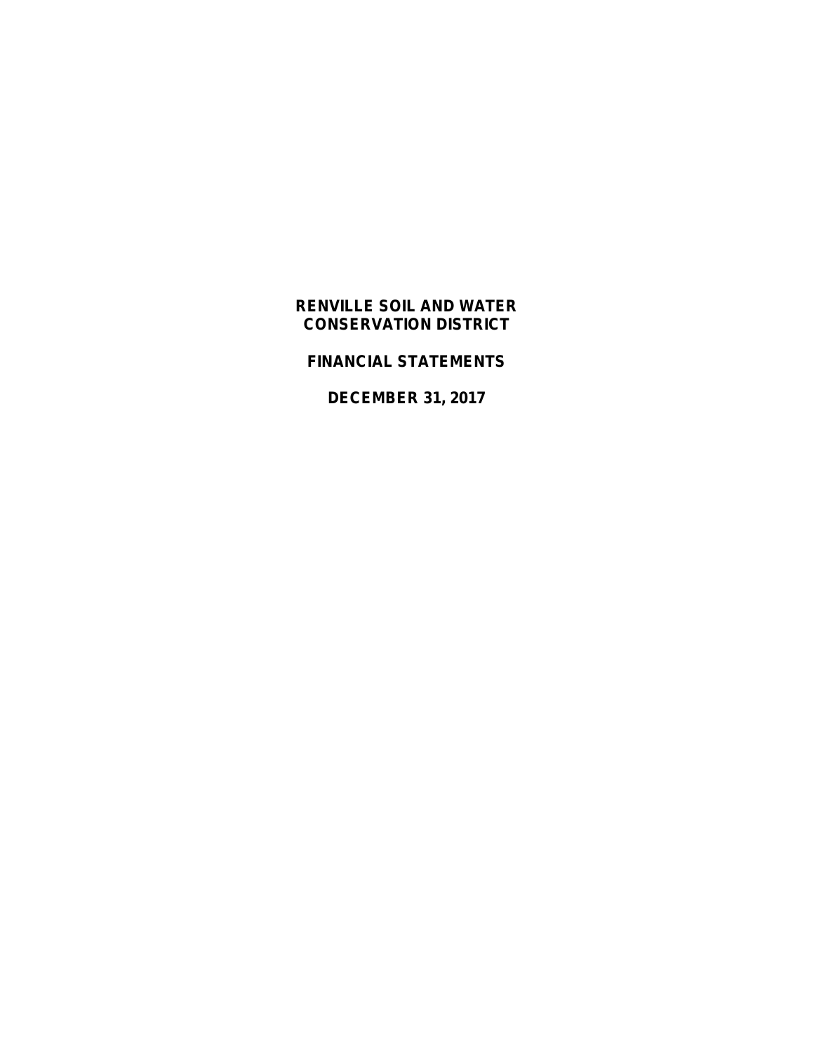# RENVILLE SOIL AND WATER CONSERVATION DISTRICT

## FINANCIAL STATEMENTS

## DECEMBER 31, 2017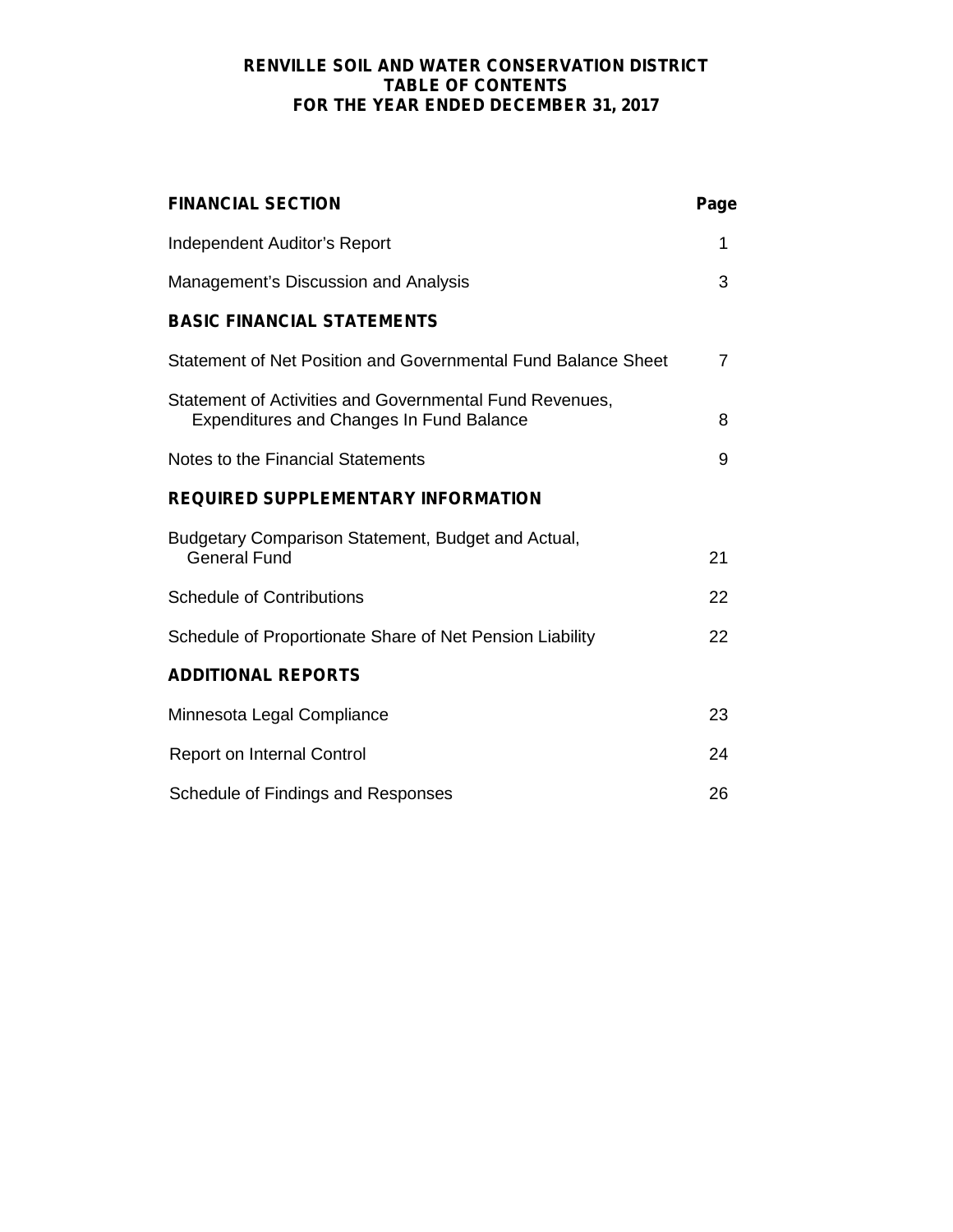# RENVILLE SOIL AND WATER CONSERVATION DISTRICT
## TABLE OF CONTENTS
## FOR THE YEAR ENDED DECEMBER 31, 2017

| **FINANCIAL SECTION** | **Page** |
|---|---|
| Independent Auditor's Report | 1 |
| Management's Discussion and Analysis | 3 |
| **BASIC FINANCIAL STATEMENTS** | |
| Statement of Net Position and Governmental Fund Balance Sheet | 7 |
| Statement of Activities and Governmental Fund Revenues, Expenditures and Changes In Fund Balance | 8 |
| Notes to the Financial Statements | 9 |
| **REQUIRED SUPPLEMENTARY INFORMATION** | |
| Budgetary Comparison Statement, Budget and Actual, General Fund | 21 |
| Schedule of Contributions | 22 |
| Schedule of Proportionate Share of Net Pension Liability | 22 |
| **ADDITIONAL REPORTS** | |
| Minnesota Legal Compliance | 23 |
| Report on Internal Control | 24 |
| Schedule of Findings and Responses | 26 |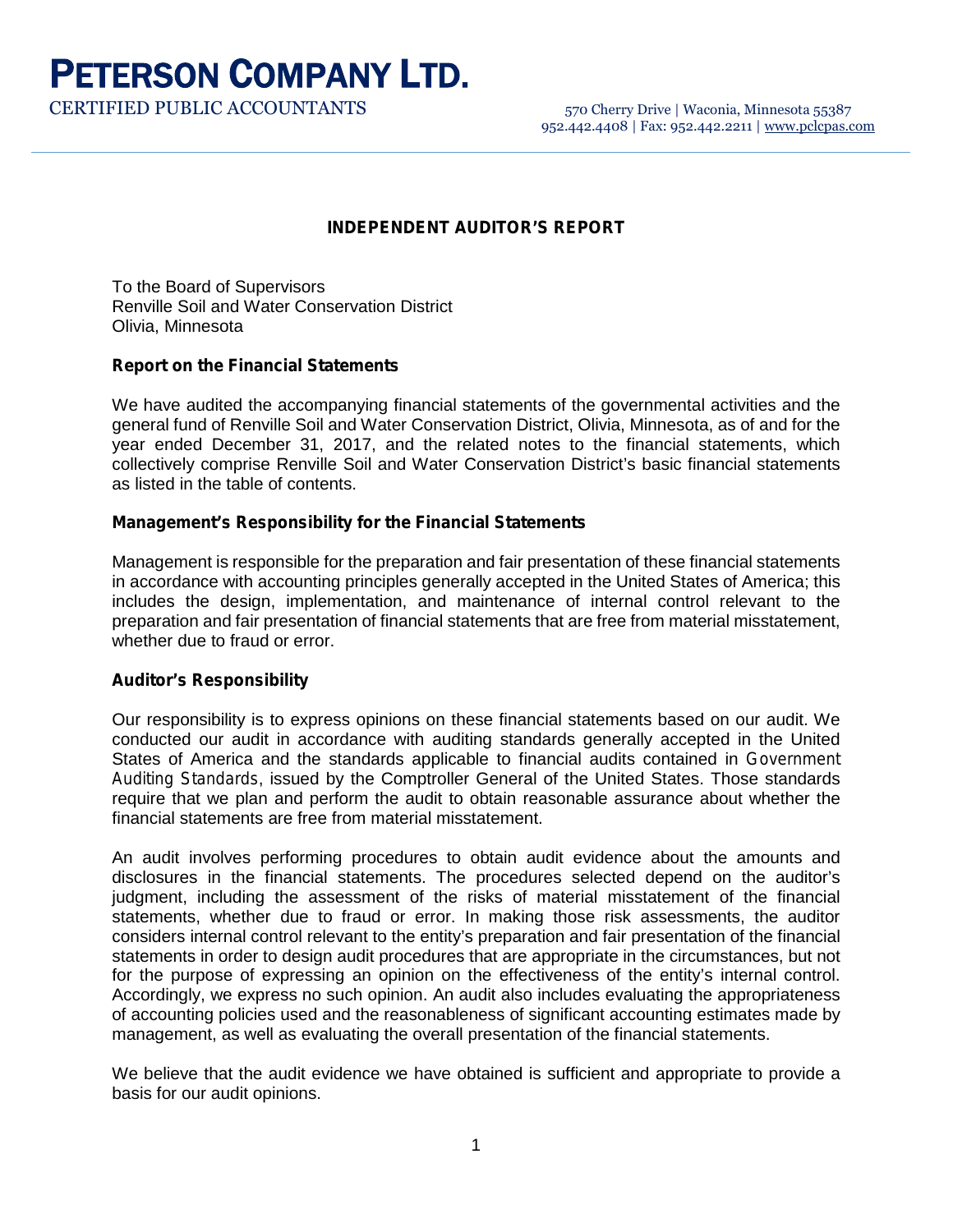# PETERSON COMPANY LTD.

CERTIFIED PUBLIC ACCOUNTANTS

570 Cherry Drive | Waconia, Minnesota 55387
952.442.4408 | Fax: 952.442.2211 | www.pclcpas.com

## INDEPENDENT AUDITOR'S REPORT

To the Board of Supervisors
Renville Soil and Water Conservation District
Olivia, Minnesota

### Report on the Financial Statements

We have audited the accompanying financial statements of the governmental activities and the general fund of Renville Soil and Water Conservation District, Olivia, Minnesota, as of and for the year ended December 31, 2017, and the related notes to the financial statements, which collectively comprise Renville Soil and Water Conservation District's basic financial statements as listed in the table of contents.

### Management's Responsibility for the Financial Statements

Management is responsible for the preparation and fair presentation of these financial statements in accordance with accounting principles generally accepted in the United States of America; this includes the design, implementation, and maintenance of internal control relevant to the preparation and fair presentation of financial statements that are free from material misstatement, whether due to fraud or error.

### Auditor's Responsibility

Our responsibility is to express opinions on these financial statements based on our audit. We conducted our audit in accordance with auditing standards generally accepted in the United States of America and the standards applicable to financial audits contained in *Government Auditing Standards*, issued by the Comptroller General of the United States. Those standards require that we plan and perform the audit to obtain reasonable assurance about whether the financial statements are free from material misstatement.

An audit involves performing procedures to obtain audit evidence about the amounts and disclosures in the financial statements. The procedures selected depend on the auditor's judgment, including the assessment of the risks of material misstatement of the financial statements, whether due to fraud or error. In making those risk assessments, the auditor considers internal control relevant to the entity's preparation and fair presentation of the financial statements in order to design audit procedures that are appropriate in the circumstances, but not for the purpose of expressing an opinion on the effectiveness of the entity's internal control. Accordingly, we express no such opinion. An audit also includes evaluating the appropriateness of accounting policies used and the reasonableness of significant accounting estimates made by management, as well as evaluating the overall presentation of the financial statements.

We believe that the audit evidence we have obtained is sufficient and appropriate to provide a basis for our audit opinions.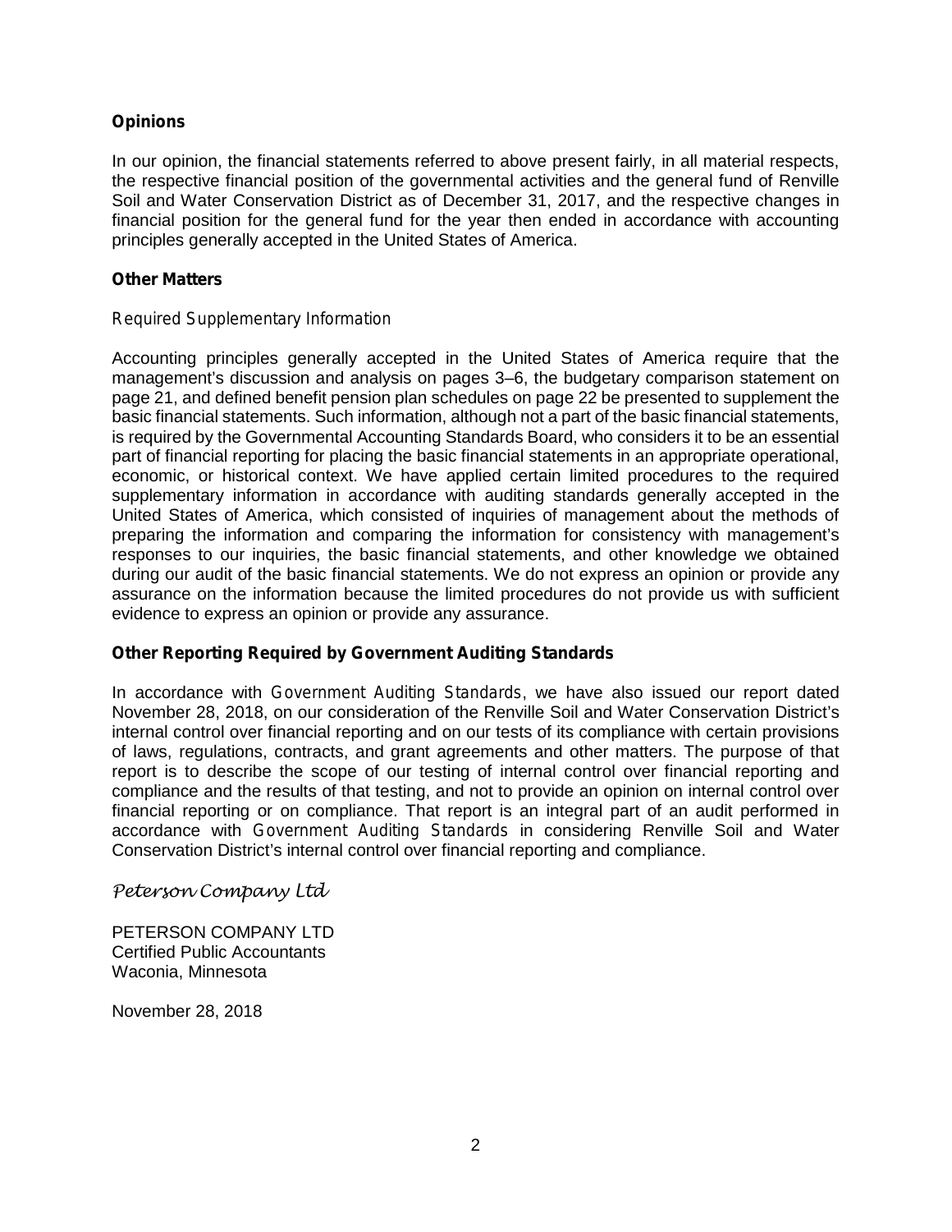**Opinions**

In our opinion, the financial statements referred to above present fairly, in all material respects, the respective financial position of the governmental activities and the general fund of Renville Soil and Water Conservation District as of December 31, 2017, and the respective changes in financial position for the general fund for the year then ended in accordance with accounting principles generally accepted in the United States of America.

**Other Matters**

*Required Supplementary Information*

Accounting principles generally accepted in the United States of America require that the management's discussion and analysis on pages 3–6, the budgetary comparison statement on page 21, and defined benefit pension plan schedules on page 22 be presented to supplement the basic financial statements. Such information, although not a part of the basic financial statements, is required by the Governmental Accounting Standards Board, who considers it to be an essential part of financial reporting for placing the basic financial statements in an appropriate operational, economic, or historical context. We have applied certain limited procedures to the required supplementary information in accordance with auditing standards generally accepted in the United States of America, which consisted of inquiries of management about the methods of preparing the information and comparing the information for consistency with management's responses to our inquiries, the basic financial statements, and other knowledge we obtained during our audit of the basic financial statements. We do not express an opinion or provide any assurance on the information because the limited procedures do not provide us with sufficient evidence to express an opinion or provide any assurance.

**Other Reporting Required by Government Auditing Standards**

In accordance with *Government Auditing Standards*, we have also issued our report dated November 28, 2018, on our consideration of the Renville Soil and Water Conservation District's internal control over financial reporting and on our tests of its compliance with certain provisions of laws, regulations, contracts, and grant agreements and other matters. The purpose of that report is to describe the scope of our testing of internal control over financial reporting and compliance and the results of that testing, and not to provide an opinion on internal control over financial reporting or on compliance. That report is an integral part of an audit performed in accordance with *Government Auditing Standards* in considering Renville Soil and Water Conservation District's internal control over financial reporting and compliance.

*Peterson Company Ltd*

PETERSON COMPANY LTD
Certified Public Accountants
Waconia, Minnesota

November 28, 2018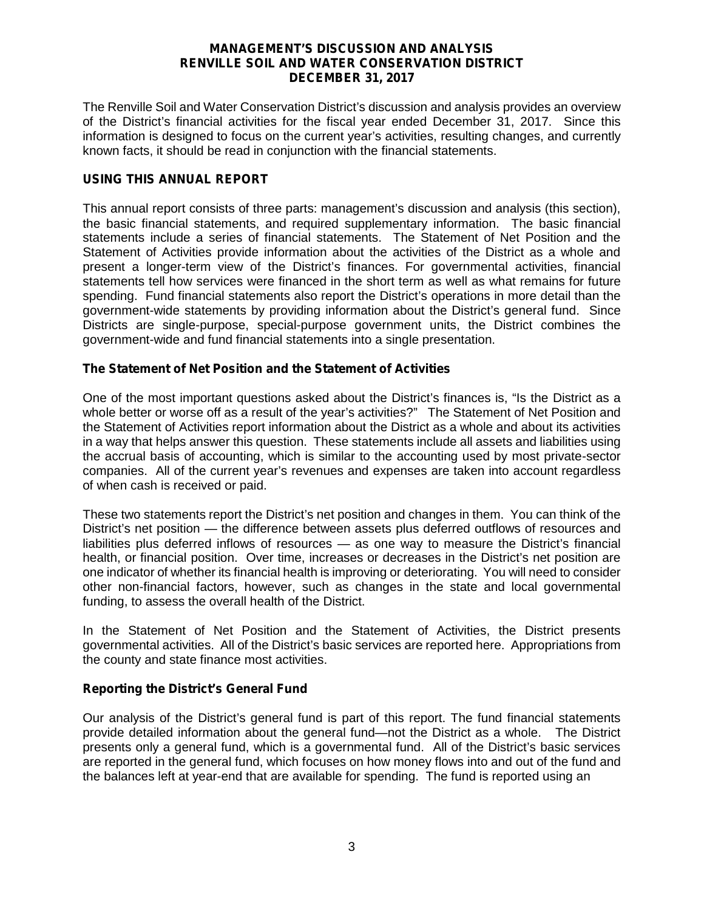# MANAGEMENT'S DISCUSSION AND ANALYSIS
# RENVILLE SOIL AND WATER CONSERVATION DISTRICT
# DECEMBER 31, 2017

The Renville Soil and Water Conservation District's discussion and analysis provides an overview of the District's financial activities for the fiscal year ended December 31, 2017. Since this information is designed to focus on the current year's activities, resulting changes, and currently known facts, it should be read in conjunction with the financial statements.

## USING THIS ANNUAL REPORT

This annual report consists of three parts: management's discussion and analysis (this section), the basic financial statements, and required supplementary information. The basic financial statements include a series of financial statements. The Statement of Net Position and the Statement of Activities provide information about the activities of the District as a whole and present a longer-term view of the District's finances. For governmental activities, financial statements tell how services were financed in the short term as well as what remains for future spending. Fund financial statements also report the District's operations in more detail than the government-wide statements by providing information about the District's general fund. Since Districts are single-purpose, special-purpose government units, the District combines the government-wide and fund financial statements into a single presentation.

### The Statement of Net Position and the Statement of Activities

One of the most important questions asked about the District's finances is, "Is the District as a whole better or worse off as a result of the year's activities?" The Statement of Net Position and the Statement of Activities report information about the District as a whole and about its activities in a way that helps answer this question. These statements include all assets and liabilities using the accrual basis of accounting, which is similar to the accounting used by most private-sector companies. All of the current year's revenues and expenses are taken into account regardless of when cash is received or paid.

These two statements report the District's net position and changes in them. You can think of the District's net position — the difference between assets plus deferred outflows of resources and liabilities plus deferred inflows of resources — as one way to measure the District's financial health, or financial position. Over time, increases or decreases in the District's net position are one indicator of whether its financial health is improving or deteriorating. You will need to consider other non-financial factors, however, such as changes in the state and local governmental funding, to assess the overall health of the District.

In the Statement of Net Position and the Statement of Activities, the District presents governmental activities. All of the District's basic services are reported here. Appropriations from the county and state finance most activities.

### Reporting the District's General Fund

Our analysis of the District's general fund is part of this report. The fund financial statements provide detailed information about the general fund—not the District as a whole. The District presents only a general fund, which is a governmental fund. All of the District's basic services are reported in the general fund, which focuses on how money flows into and out of the fund and the balances left at year-end that are available for spending. The fund is reported using an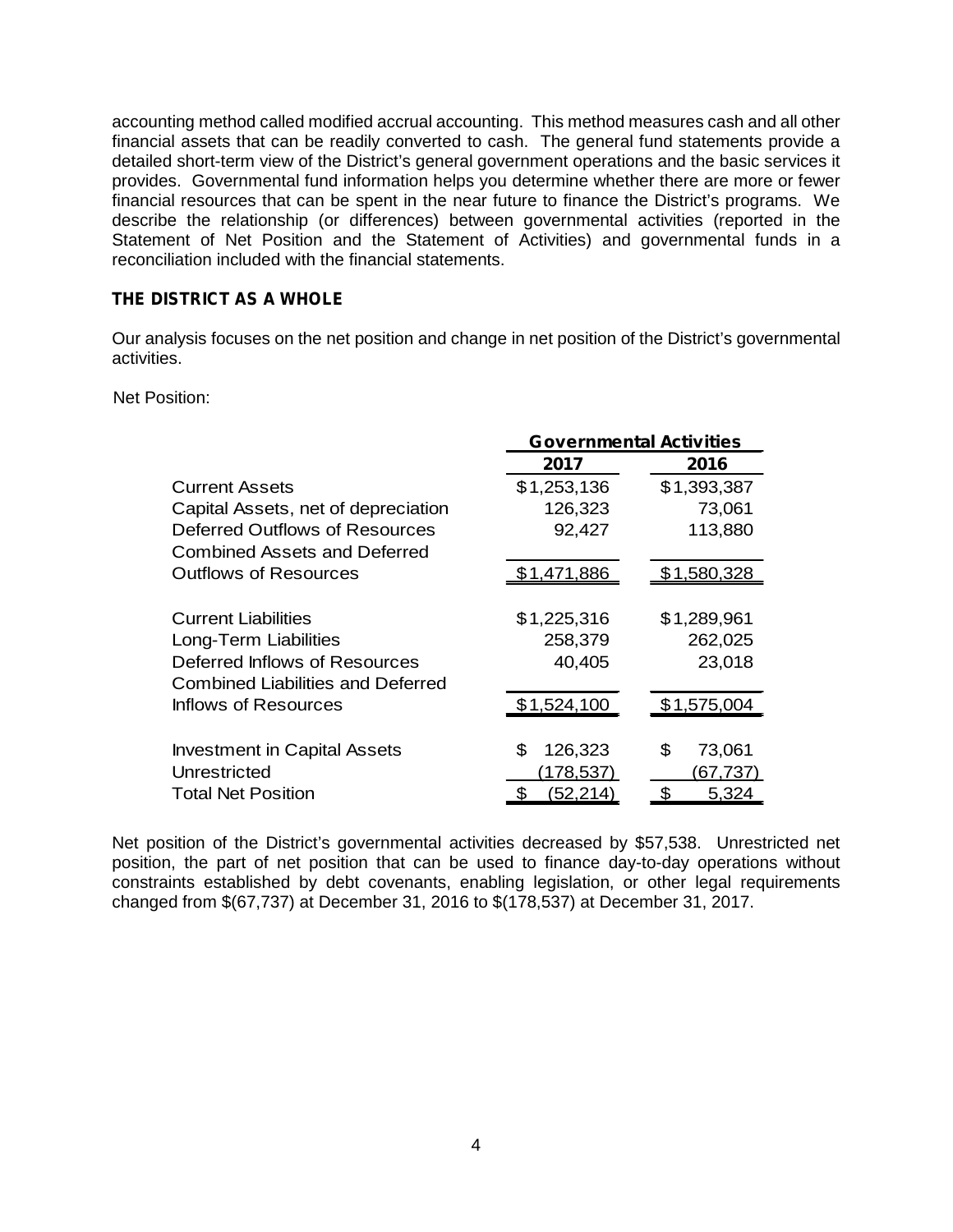accounting method called modified accrual accounting. This method measures cash and all other financial assets that can be readily converted to cash. The general fund statements provide a detailed short-term view of the District's general government operations and the basic services it provides. Governmental fund information helps you determine whether there are more or fewer financial resources that can be spent in the near future to finance the District's programs. We describe the relationship (or differences) between governmental activities (reported in the Statement of Net Position and the Statement of Activities) and governmental funds in a reconciliation included with the financial statements.

## THE DISTRICT AS A WHOLE

Our analysis focuses on the net position and change in net position of the District's governmental activities.

Net Position:

| | Governmental Activities | |
|---|---|---|
| | **2017** | **2016** |
| Current Assets | $1,253,136 | $1,393,387 |
| Capital Assets, net of depreciation | 126,323 | 73,061 |
| Deferred Outflows of Resources | 92,427 | 113,880 |
| Combined Assets and Deferred Outflows of Resources | $1,471,886 | $1,580,328 |
| Current Liabilities | $1,225,316 | $1,289,961 |
| Long-Term Liabilities | 258,379 | 262,025 |
| Deferred Inflows of Resources | 40,405 | 23,018 |
| Combined Liabilities and Deferred Inflows of Resources | $1,524,100 | $1,575,004 |
| Investment in Capital Assets | $ 126,323 | $ 73,061 |
| Unrestricted | (178,537) | (67,737) |
| Total Net Position | $ (52,214) | $ 5,324 |

Net position of the District's governmental activities decreased by $57,538. Unrestricted net position, the part of net position that can be used to finance day-to-day operations without constraints established by debt covenants, enabling legislation, or other legal requirements changed from $(67,737) at December 31, 2016 to $(178,537) at December 31, 2017.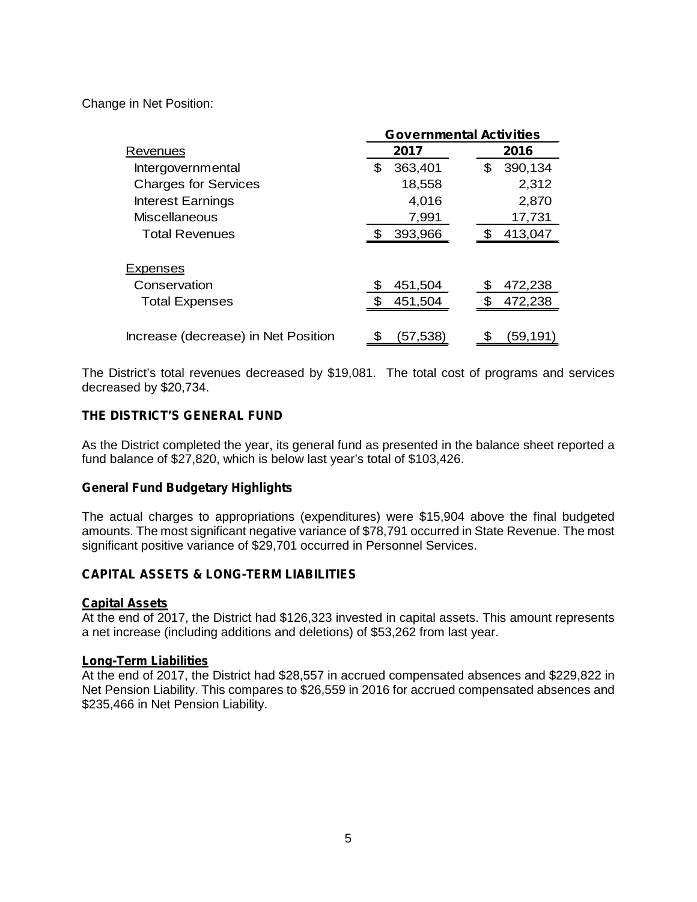Change in Net Position:

| | Governmental Activities | |
|---|---|---|
| Revenues | 2017 | 2016 |
| Intergovernmental | $ 363,401 | $ 390,134 |
| Charges for Services | 18,558 | 2,312 |
| Interest Earnings | 4,016 | 2,870 |
| Miscellaneous | 7,991 | 17,731 |
| Total Revenues | $ 393,966 | $ 413,047 |
| | | |
| Expenses | | |
| Conservation | $ 451,504 | $ 472,238 |
| Total Expenses | $ 451,504 | $ 472,238 |
| | | |
| Increase (decrease) in Net Position | $ (57,538) | $ (59,191) |

The District's total revenues decreased by $19,081. The total cost of programs and services decreased by $20,734.

## THE DISTRICT'S GENERAL FUND

As the District completed the year, its general fund as presented in the balance sheet reported a fund balance of $27,820, which is below last year's total of $103,426.

### General Fund Budgetary Highlights

The actual charges to appropriations (expenditures) were $15,904 above the final budgeted amounts. The most significant negative variance of $78,791 occurred in State Revenue. The most significant positive variance of $29,701 occurred in Personnel Services.

## CAPITAL ASSETS & LONG-TERM LIABILITIES

### Capital Assets

At the end of 2017, the District had $126,323 invested in capital assets. This amount represents a net increase (including additions and deletions) of $53,262 from last year.

### Long-Term Liabilities

At the end of 2017, the District had $28,557 in accrued compensated absences and $229,822 in Net Pension Liability. This compares to $26,559 in 2016 for accrued compensated absences and $235,466 in Net Pension Liability.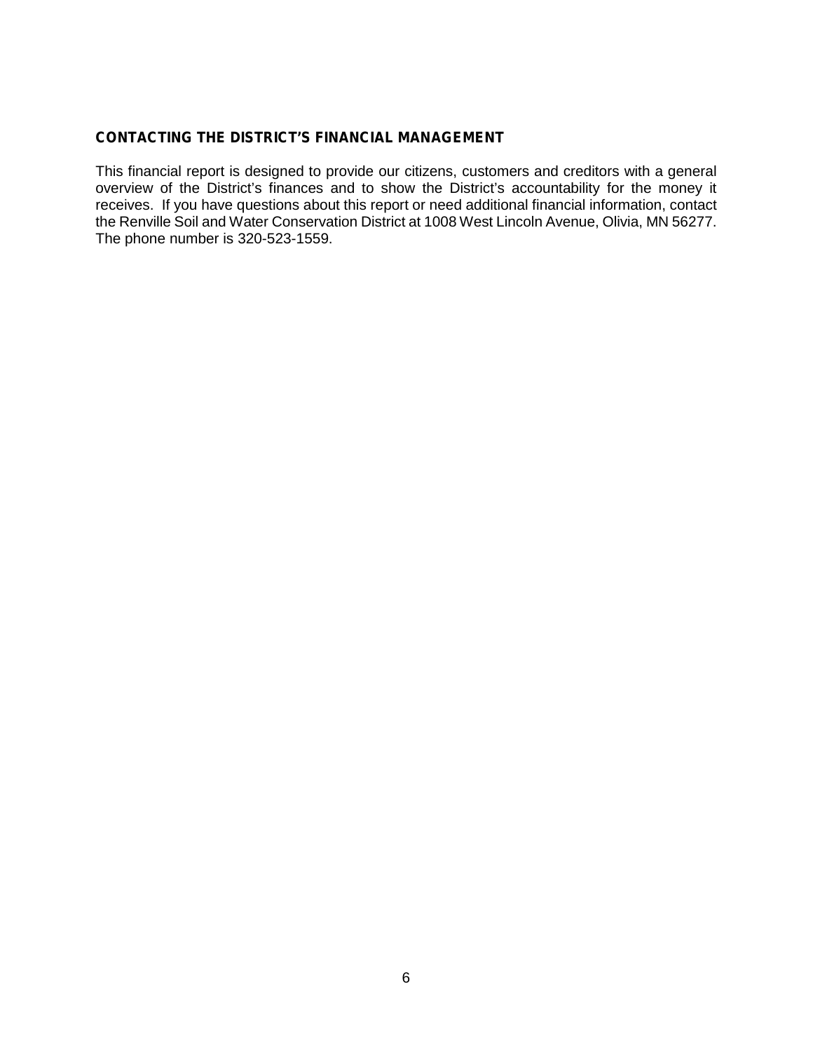## CONTACTING THE DISTRICT'S FINANCIAL MANAGEMENT

This financial report is designed to provide our citizens, customers and creditors with a general overview of the District's finances and to show the District's accountability for the money it receives. If you have questions about this report or need additional financial information, contact the Renville Soil and Water Conservation District at 1008 West Lincoln Avenue, Olivia, MN 56277. The phone number is 320-523-1559.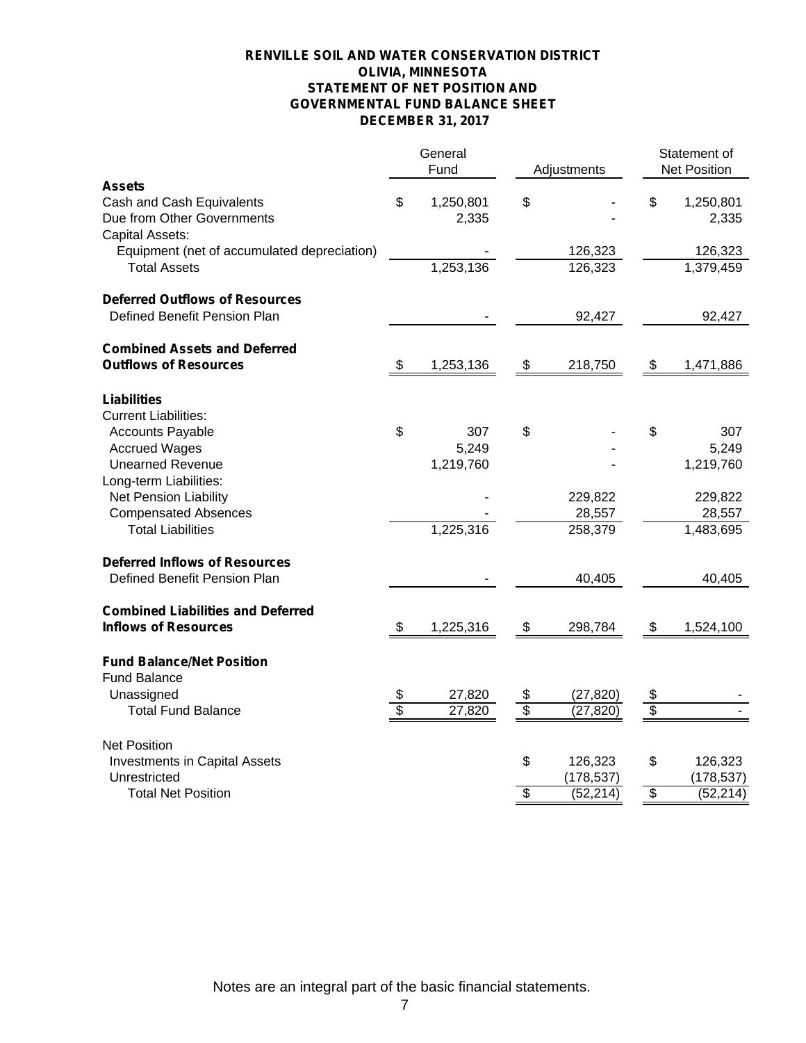**RENVILLE SOIL AND WATER CONSERVATION DISTRICT**
**OLIVIA, MINNESOTA**
**STATEMENT OF NET POSITION AND**
**GOVERNMENTAL FUND BALANCE SHEET**
**DECEMBER 31, 2017**

| | General Fund | Adjustments | Statement of Net Position |
|---|---|---|---|
| **Assets** | | | |
| Cash and Cash Equivalents | $ 1,250,801 | $ - | $ 1,250,801 |
| Due from Other Governments | 2,335 | - | 2,335 |
| Capital Assets: | | | |
| Equipment (net of accumulated depreciation) | - | 126,323 | 126,323 |
| Total Assets | 1,253,136 | 126,323 | 1,379,459 |
| **Deferred Outflows of Resources** | | | |
| Defined Benefit Pension Plan | - | 92,427 | 92,427 |
| **Combined Assets and Deferred Outflows of Resources** | $ 1,253,136 | $ 218,750 | $ 1,471,886 |
| **Liabilities** | | | |
| Current Liabilities: | | | |
| Accounts Payable | $ 307 | $ - | $ 307 |
| Accrued Wages | 5,249 | - | 5,249 |
| Unearned Revenue | 1,219,760 | - | 1,219,760 |
| Long-term Liabilities: | | | |
| Net Pension Liability | - | 229,822 | 229,822 |
| Compensated Absences | - | 28,557 | 28,557 |
| Total Liabilities | 1,225,316 | 258,379 | 1,483,695 |
| **Deferred Inflows of Resources** | | | |
| Defined Benefit Pension Plan | - | 40,405 | 40,405 |
| **Combined Liabilities and Deferred Inflows of Resources** | $ 1,225,316 | $ 298,784 | $ 1,524,100 |
| **Fund Balance/Net Position** | | | |
| Fund Balance | | | |
| Unassigned | $ 27,820 | $ (27,820) | $ - |
| Total Fund Balance | $ 27,820 | $ (27,820) | $ - |
| Net Position | | | |
| Investments in Capital Assets | | $ 126,323 | $ 126,323 |
| Unrestricted | | (178,537) | (178,537) |
| Total Net Position | | $ (52,214) | $ (52,214) |

Notes are an integral part of the basic financial statements.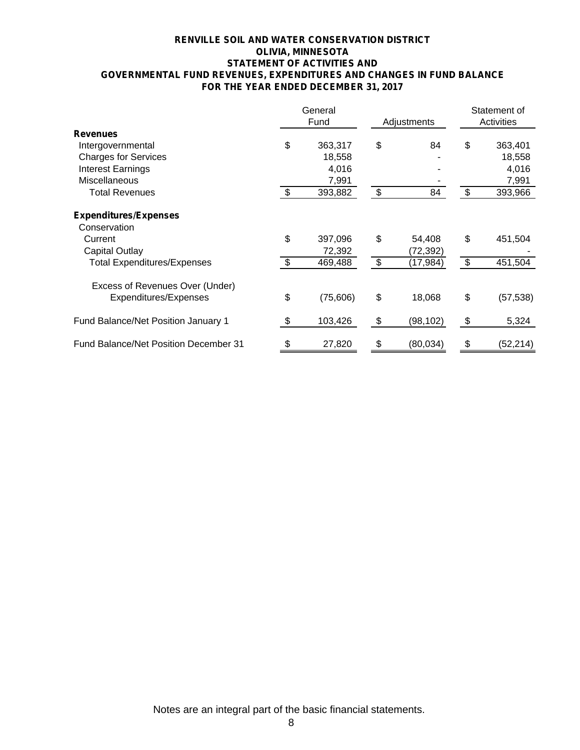# RENVILLE SOIL AND WATER CONSERVATION DISTRICT
## OLIVIA, MINNESOTA
## STATEMENT OF ACTIVITIES AND
## GOVERNMENTAL FUND REVENUES, EXPENDITURES AND CHANGES IN FUND BALANCE
## FOR THE YEAR ENDED DECEMBER 31, 2017

| | General Fund | Adjustments | Statement of Activities |
|---|---|---|---|
| **Revenues** | | | |
| Intergovernmental | $ 363,317 | $ 84 | $ 363,401 |
| Charges for Services | 18,558 | - | 18,558 |
| Interest Earnings | 4,016 | - | 4,016 |
| Miscellaneous | 7,991 | - | 7,991 |
| Total Revenues | $ 393,882 | $ 84 | $ 393,966 |
| **Expenditures/Expenses** | | | |
| Conservation | | | |
| Current | $ 397,096 | $ 54,408 | $ 451,504 |
| Capital Outlay | 72,392 | (72,392) | - |
| Total Expenditures/Expenses | $ 469,488 | $ (17,984) | $ 451,504 |
| Excess of Revenues Over (Under) Expenditures/Expenses | $ (75,606) | $ 18,068 | $ (57,538) |
| Fund Balance/Net Position January 1 | $ 103,426 | $ (98,102) | $ 5,324 |
| Fund Balance/Net Position December 31 | $ 27,820 | $ (80,034) | $ (52,214) |

Notes are an integral part of the basic financial statements.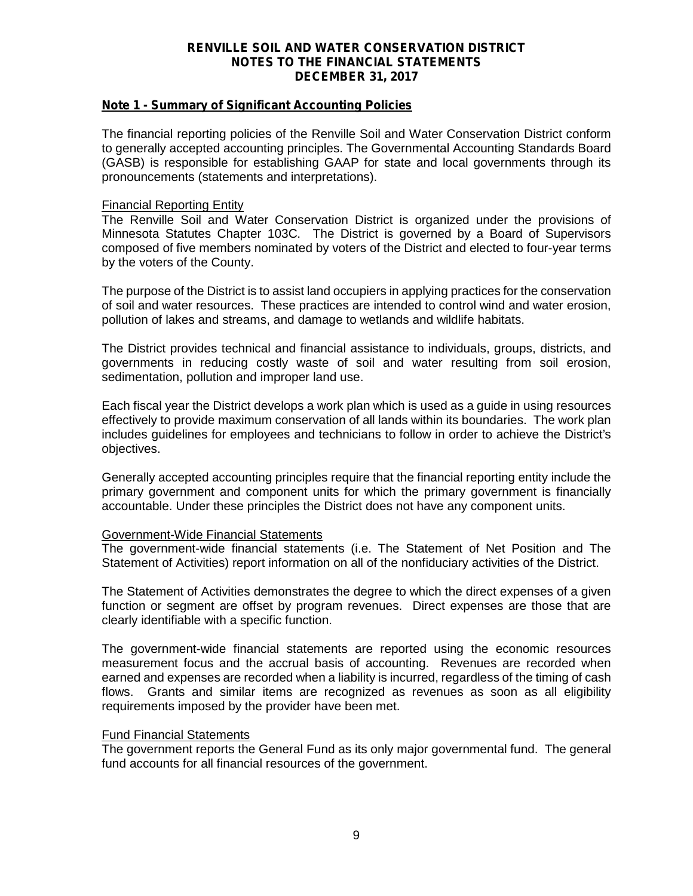**RENVILLE SOIL AND WATER CONSERVATION DISTRICT**
**NOTES TO THE FINANCIAL STATEMENTS**
**DECEMBER 31, 2017**

## Note 1 - Summary of Significant Accounting Policies

The financial reporting policies of the Renville Soil and Water Conservation District conform to generally accepted accounting principles. The Governmental Accounting Standards Board (GASB) is responsible for establishing GAAP for state and local governments through its pronouncements (statements and interpretations).

### Financial Reporting Entity

The Renville Soil and Water Conservation District is organized under the provisions of Minnesota Statutes Chapter 103C. The District is governed by a Board of Supervisors composed of five members nominated by voters of the District and elected to four-year terms by the voters of the County.

The purpose of the District is to assist land occupiers in applying practices for the conservation of soil and water resources. These practices are intended to control wind and water erosion, pollution of lakes and streams, and damage to wetlands and wildlife habitats.

The District provides technical and financial assistance to individuals, groups, districts, and governments in reducing costly waste of soil and water resulting from soil erosion, sedimentation, pollution and improper land use.

Each fiscal year the District develops a work plan which is used as a guide in using resources effectively to provide maximum conservation of all lands within its boundaries. The work plan includes guidelines for employees and technicians to follow in order to achieve the District's objectives.

Generally accepted accounting principles require that the financial reporting entity include the primary government and component units for which the primary government is financially accountable. Under these principles the District does not have any component units.

### Government-Wide Financial Statements

The government-wide financial statements (i.e. The Statement of Net Position and The Statement of Activities) report information on all of the nonfiduciary activities of the District.

The Statement of Activities demonstrates the degree to which the direct expenses of a given function or segment are offset by program revenues. Direct expenses are those that are clearly identifiable with a specific function.

The government-wide financial statements are reported using the economic resources measurement focus and the accrual basis of accounting. Revenues are recorded when earned and expenses are recorded when a liability is incurred, regardless of the timing of cash flows. Grants and similar items are recognized as revenues as soon as all eligibility requirements imposed by the provider have been met.

### Fund Financial Statements

The government reports the General Fund as its only major governmental fund. The general fund accounts for all financial resources of the government.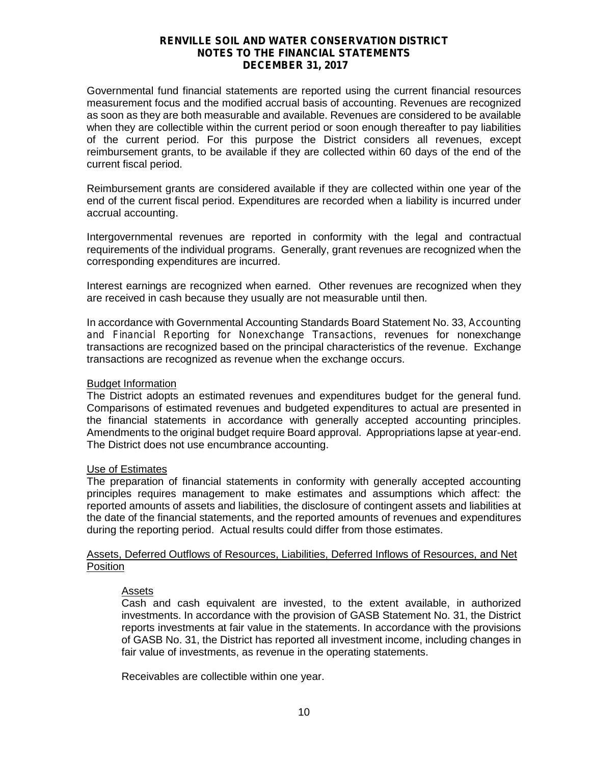Governmental fund financial statements are reported using the current financial resources measurement focus and the modified accrual basis of accounting. Revenues are recognized as soon as they are both measurable and available. Revenues are considered to be available when they are collectible within the current period or soon enough thereafter to pay liabilities of the current period. For this purpose the District considers all revenues, except reimbursement grants, to be available if they are collected within 60 days of the end of the current fiscal period.

Reimbursement grants are considered available if they are collected within one year of the end of the current fiscal period. Expenditures are recorded when a liability is incurred under accrual accounting.

Intergovernmental revenues are reported in conformity with the legal and contractual requirements of the individual programs. Generally, grant revenues are recognized when the corresponding expenditures are incurred.

Interest earnings are recognized when earned. Other revenues are recognized when they are received in cash because they usually are not measurable until then.

In accordance with Governmental Accounting Standards Board Statement No. 33, *Accounting and Financial Reporting for Nonexchange Transactions*, revenues for nonexchange transactions are recognized based on the principal characteristics of the revenue. Exchange transactions are recognized as revenue when the exchange occurs.

<u>Budget Information</u>

The District adopts an estimated revenues and expenditures budget for the general fund. Comparisons of estimated revenues and budgeted expenditures to actual are presented in the financial statements in accordance with generally accepted accounting principles. Amendments to the original budget require Board approval. Appropriations lapse at year-end. The District does not use encumbrance accounting.

<u>Use of Estimates</u>

The preparation of financial statements in conformity with generally accepted accounting principles requires management to make estimates and assumptions which affect: the reported amounts of assets and liabilities, the disclosure of contingent assets and liabilities at the date of the financial statements, and the reported amounts of revenues and expenditures during the reporting period. Actual results could differ from those estimates.

<u>Assets, Deferred Outflows of Resources, Liabilities, Deferred Inflows of Resources, and Net Position</u>

<u>Assets</u>

Cash and cash equivalent are invested, to the extent available, in authorized investments. In accordance with the provision of GASB Statement No. 31, the District reports investments at fair value in the statements. In accordance with the provisions of GASB No. 31, the District has reported all investment income, including changes in fair value of investments, as revenue in the operating statements.

Receivables are collectible within one year.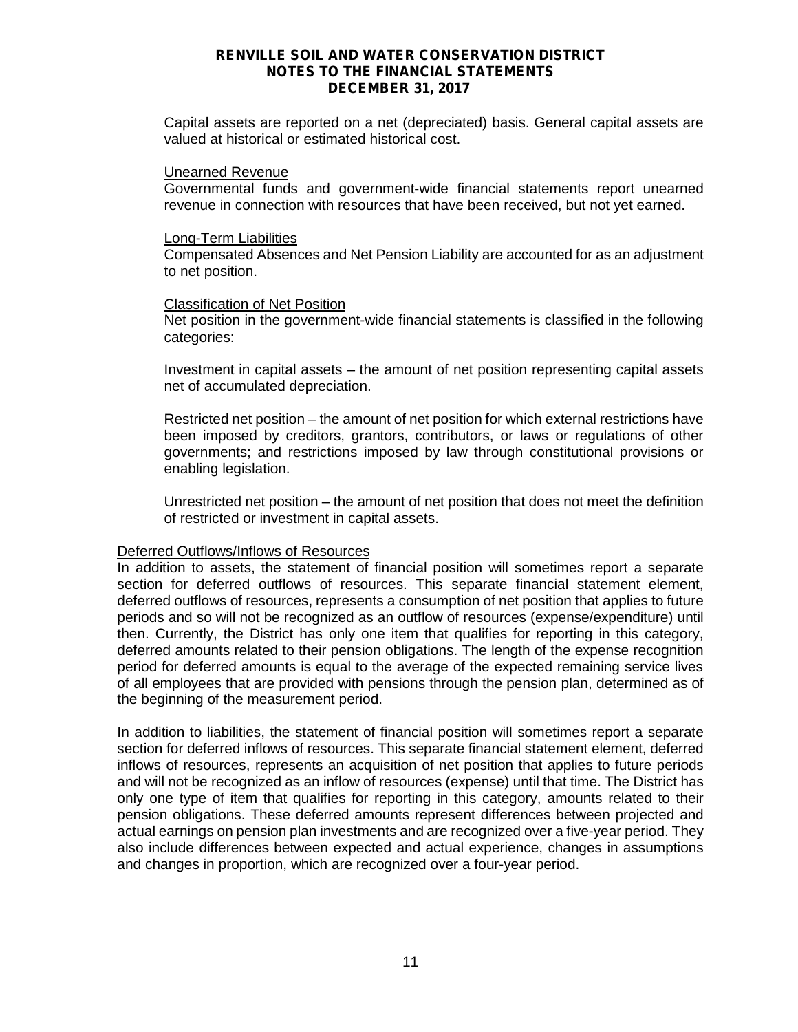Capital assets are reported on a net (depreciated) basis. General capital assets are valued at historical or estimated historical cost.

Unearned Revenue

Governmental funds and government-wide financial statements report unearned revenue in connection with resources that have been received, but not yet earned.

Long-Term Liabilities

Compensated Absences and Net Pension Liability are accounted for as an adjustment to net position.

Classification of Net Position

Net position in the government-wide financial statements is classified in the following categories:

Investment in capital assets – the amount of net position representing capital assets net of accumulated depreciation.

Restricted net position – the amount of net position for which external restrictions have been imposed by creditors, grantors, contributors, or laws or regulations of other governments; and restrictions imposed by law through constitutional provisions or enabling legislation.

Unrestricted net position – the amount of net position that does not meet the definition of restricted or investment in capital assets.

Deferred Outflows/Inflows of Resources

In addition to assets, the statement of financial position will sometimes report a separate section for deferred outflows of resources. This separate financial statement element, deferred outflows of resources, represents a consumption of net position that applies to future periods and so will not be recognized as an outflow of resources (expense/expenditure) until then. Currently, the District has only one item that qualifies for reporting in this category, deferred amounts related to their pension obligations. The length of the expense recognition period for deferred amounts is equal to the average of the expected remaining service lives of all employees that are provided with pensions through the pension plan, determined as of the beginning of the measurement period.

In addition to liabilities, the statement of financial position will sometimes report a separate section for deferred inflows of resources. This separate financial statement element, deferred inflows of resources, represents an acquisition of net position that applies to future periods and will not be recognized as an inflow of resources (expense) until that time. The District has only one type of item that qualifies for reporting in this category, amounts related to their pension obligations. These deferred amounts represent differences between projected and actual earnings on pension plan investments and are recognized over a five-year period. They also include differences between expected and actual experience, changes in assumptions and changes in proportion, which are recognized over a four-year period.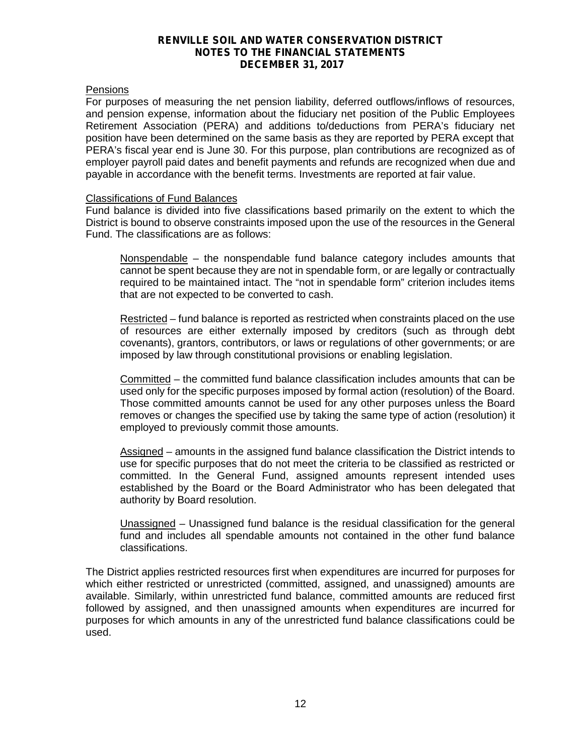# RENVILLE SOIL AND WATER CONSERVATION DISTRICT
## NOTES TO THE FINANCIAL STATEMENTS
## DECEMBER 31, 2017

Pensions

For purposes of measuring the net pension liability, deferred outflows/inflows of resources, and pension expense, information about the fiduciary net position of the Public Employees Retirement Association (PERA) and additions to/deductions from PERA's fiduciary net position have been determined on the same basis as they are reported by PERA except that PERA's fiscal year end is June 30. For this purpose, plan contributions are recognized as of employer payroll paid dates and benefit payments and refunds are recognized when due and payable in accordance with the benefit terms. Investments are reported at fair value.

Classifications of Fund Balances

Fund balance is divided into five classifications based primarily on the extent to which the District is bound to observe constraints imposed upon the use of the resources in the General Fund. The classifications are as follows:

Nonspendable – the nonspendable fund balance category includes amounts that cannot be spent because they are not in spendable form, or are legally or contractually required to be maintained intact. The "not in spendable form" criterion includes items that are not expected to be converted to cash.

Restricted – fund balance is reported as restricted when constraints placed on the use of resources are either externally imposed by creditors (such as through debt covenants), grantors, contributors, or laws or regulations of other governments; or are imposed by law through constitutional provisions or enabling legislation.

Committed – the committed fund balance classification includes amounts that can be used only for the specific purposes imposed by formal action (resolution) of the Board. Those committed amounts cannot be used for any other purposes unless the Board removes or changes the specified use by taking the same type of action (resolution) it employed to previously commit those amounts.

Assigned – amounts in the assigned fund balance classification the District intends to use for specific purposes that do not meet the criteria to be classified as restricted or committed. In the General Fund, assigned amounts represent intended uses established by the Board or the Board Administrator who has been delegated that authority by Board resolution.

Unassigned – Unassigned fund balance is the residual classification for the general fund and includes all spendable amounts not contained in the other fund balance classifications.

The District applies restricted resources first when expenditures are incurred for purposes for which either restricted or unrestricted (committed, assigned, and unassigned) amounts are available. Similarly, within unrestricted fund balance, committed amounts are reduced first followed by assigned, and then unassigned amounts when expenditures are incurred for purposes for which amounts in any of the unrestricted fund balance classifications could be used.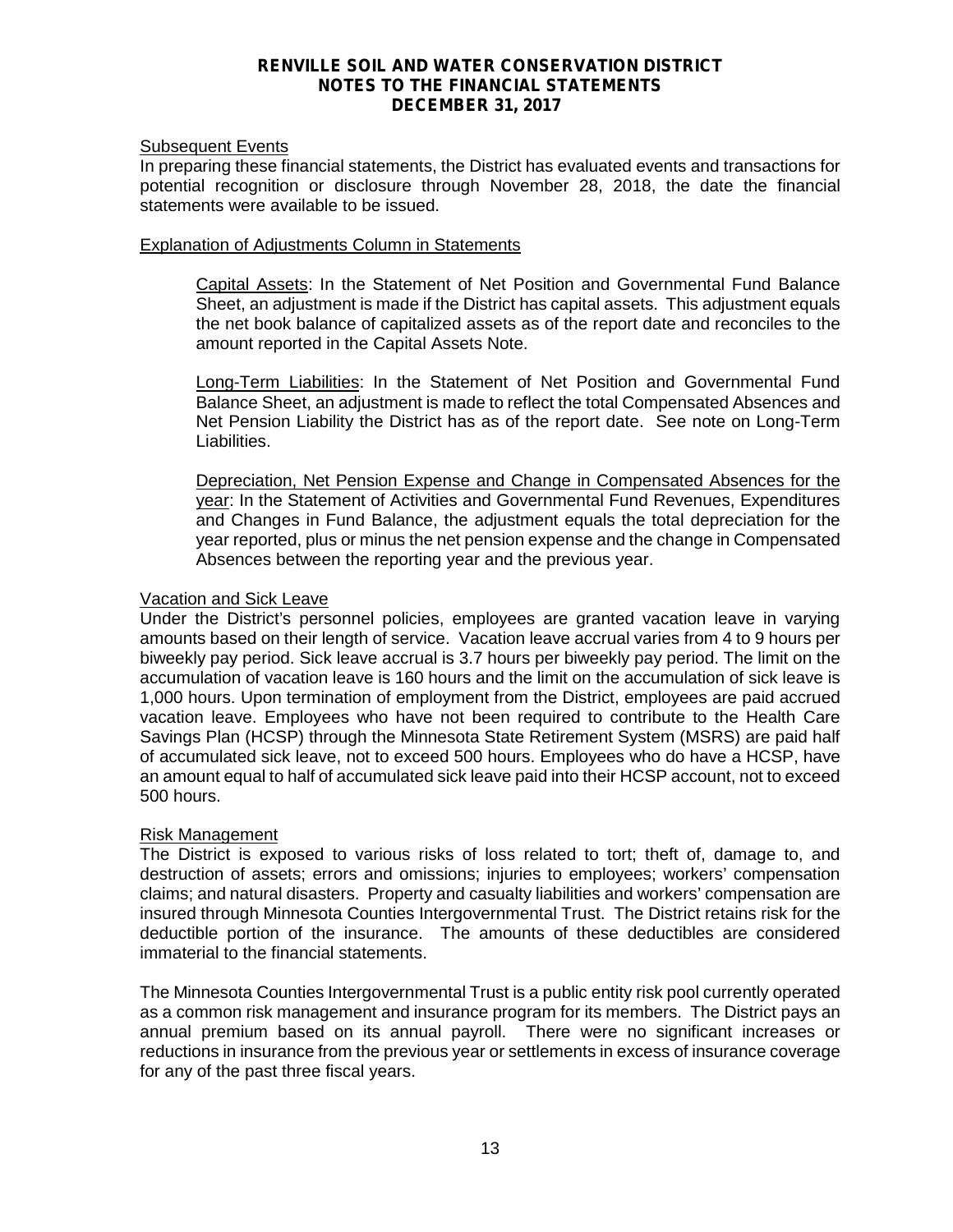# RENVILLE SOIL AND WATER CONSERVATION DISTRICT
## NOTES TO THE FINANCIAL STATEMENTS
## DECEMBER 31, 2017

### Subsequent Events

In preparing these financial statements, the District has evaluated events and transactions for potential recognition or disclosure through November 28, 2018, the date the financial statements were available to be issued.

### Explanation of Adjustments Column in Statements

Capital Assets: In the Statement of Net Position and Governmental Fund Balance Sheet, an adjustment is made if the District has capital assets. This adjustment equals the net book balance of capitalized assets as of the report date and reconciles to the amount reported in the Capital Assets Note.

Long-Term Liabilities: In the Statement of Net Position and Governmental Fund Balance Sheet, an adjustment is made to reflect the total Compensated Absences and Net Pension Liability the District has as of the report date. See note on Long-Term Liabilities.

Depreciation, Net Pension Expense and Change in Compensated Absences for the year: In the Statement of Activities and Governmental Fund Revenues, Expenditures and Changes in Fund Balance, the adjustment equals the total depreciation for the year reported, plus or minus the net pension expense and the change in Compensated Absences between the reporting year and the previous year.

### Vacation and Sick Leave

Under the District's personnel policies, employees are granted vacation leave in varying amounts based on their length of service. Vacation leave accrual varies from 4 to 9 hours per biweekly pay period. Sick leave accrual is 3.7 hours per biweekly pay period. The limit on the accumulation of vacation leave is 160 hours and the limit on the accumulation of sick leave is 1,000 hours. Upon termination of employment from the District, employees are paid accrued vacation leave. Employees who have not been required to contribute to the Health Care Savings Plan (HCSP) through the Minnesota State Retirement System (MSRS) are paid half of accumulated sick leave, not to exceed 500 hours. Employees who do have a HCSP, have an amount equal to half of accumulated sick leave paid into their HCSP account, not to exceed 500 hours.

### Risk Management

The District is exposed to various risks of loss related to tort; theft of, damage to, and destruction of assets; errors and omissions; injuries to employees; workers' compensation claims; and natural disasters. Property and casualty liabilities and workers' compensation are insured through Minnesota Counties Intergovernmental Trust. The District retains risk for the deductible portion of the insurance. The amounts of these deductibles are considered immaterial to the financial statements.

The Minnesota Counties Intergovernmental Trust is a public entity risk pool currently operated as a common risk management and insurance program for its members. The District pays an annual premium based on its annual payroll. There were no significant increases or reductions in insurance from the previous year or settlements in excess of insurance coverage for any of the past three fiscal years.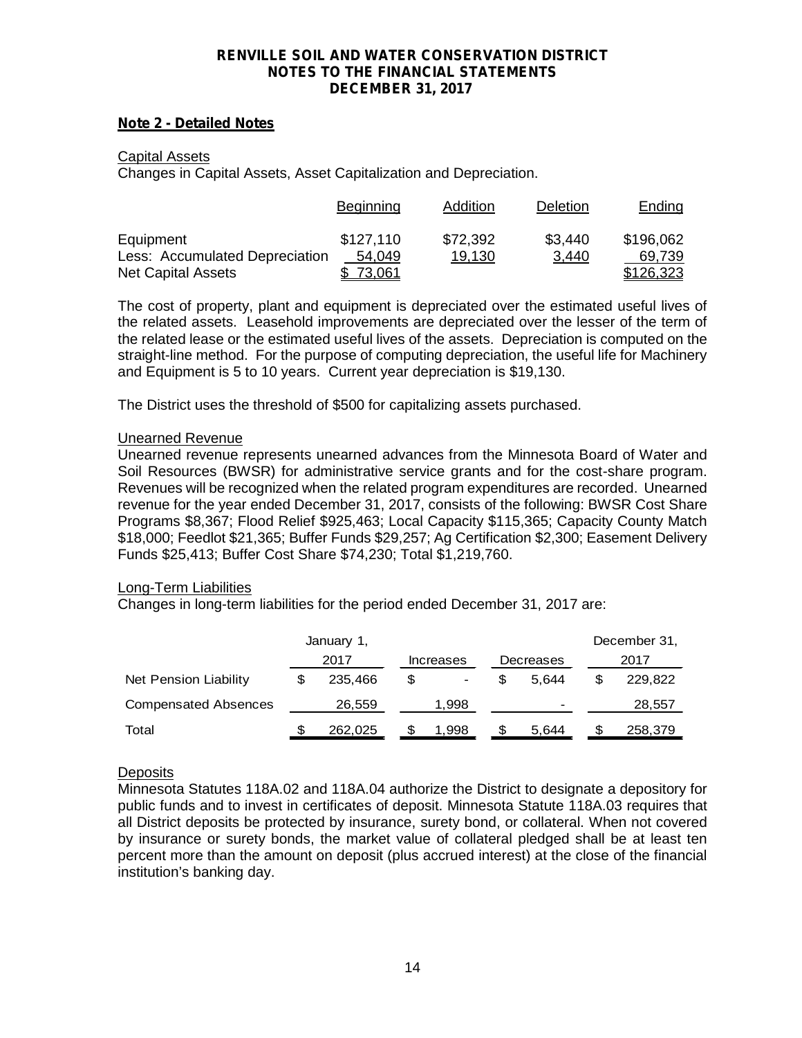**RENVILLE SOIL AND WATER CONSERVATION DISTRICT**
**NOTES TO THE FINANCIAL STATEMENTS**
**DECEMBER 31, 2017**

**Note 2 - Detailed Notes**

Capital Assets
Changes in Capital Assets, Asset Capitalization and Depreciation.

| | Beginning | Addition | Deletion | Ending |
|---|---|---|---|---|
| Equipment | $127,110 | $72,392 | $3,440 | $196,062 |
| Less: Accumulated Depreciation | 54,049 | 19,130 | 3,440 | 69,739 |
| Net Capital Assets | $ 73,061 | | | $126,323 |

The cost of property, plant and equipment is depreciated over the estimated useful lives of the related assets. Leasehold improvements are depreciated over the lesser of the term of the related lease or the estimated useful lives of the assets. Depreciation is computed on the straight-line method. For the purpose of computing depreciation, the useful life for Machinery and Equipment is 5 to 10 years. Current year depreciation is $19,130.

The District uses the threshold of $500 for capitalizing assets purchased.

Unearned Revenue
Unearned revenue represents unearned advances from the Minnesota Board of Water and Soil Resources (BWSR) for administrative service grants and for the cost-share program. Revenues will be recognized when the related program expenditures are recorded. Unearned revenue for the year ended December 31, 2017, consists of the following: BWSR Cost Share Programs $8,367; Flood Relief $925,463; Local Capacity $115,365; Capacity County Match $18,000; Feedlot $21,365; Buffer Funds $29,257; Ag Certification $2,300; Easement Delivery Funds $25,413; Buffer Cost Share $74,230; Total $1,219,760.

Long-Term Liabilities
Changes in long-term liabilities for the period ended December 31, 2017 are:

| | January 1, 2017 | Increases | Decreases | December 31, 2017 |
|---|---|---|---|---|
| Net Pension Liability | $ 235,466 | $ - | $ 5,644 | $ 229,822 |
| Compensated Absences | 26,559 | 1,998 | - | 28,557 |
| Total | $ 262,025 | $ 1,998 | $ 5,644 | $ 258,379 |

Deposits
Minnesota Statutes 118A.02 and 118A.04 authorize the District to designate a depository for public funds and to invest in certificates of deposit. Minnesota Statute 118A.03 requires that all District deposits be protected by insurance, surety bond, or collateral. When not covered by insurance or surety bonds, the market value of collateral pledged shall be at least ten percent more than the amount on deposit (plus accrued interest) at the close of the financial institution's banking day.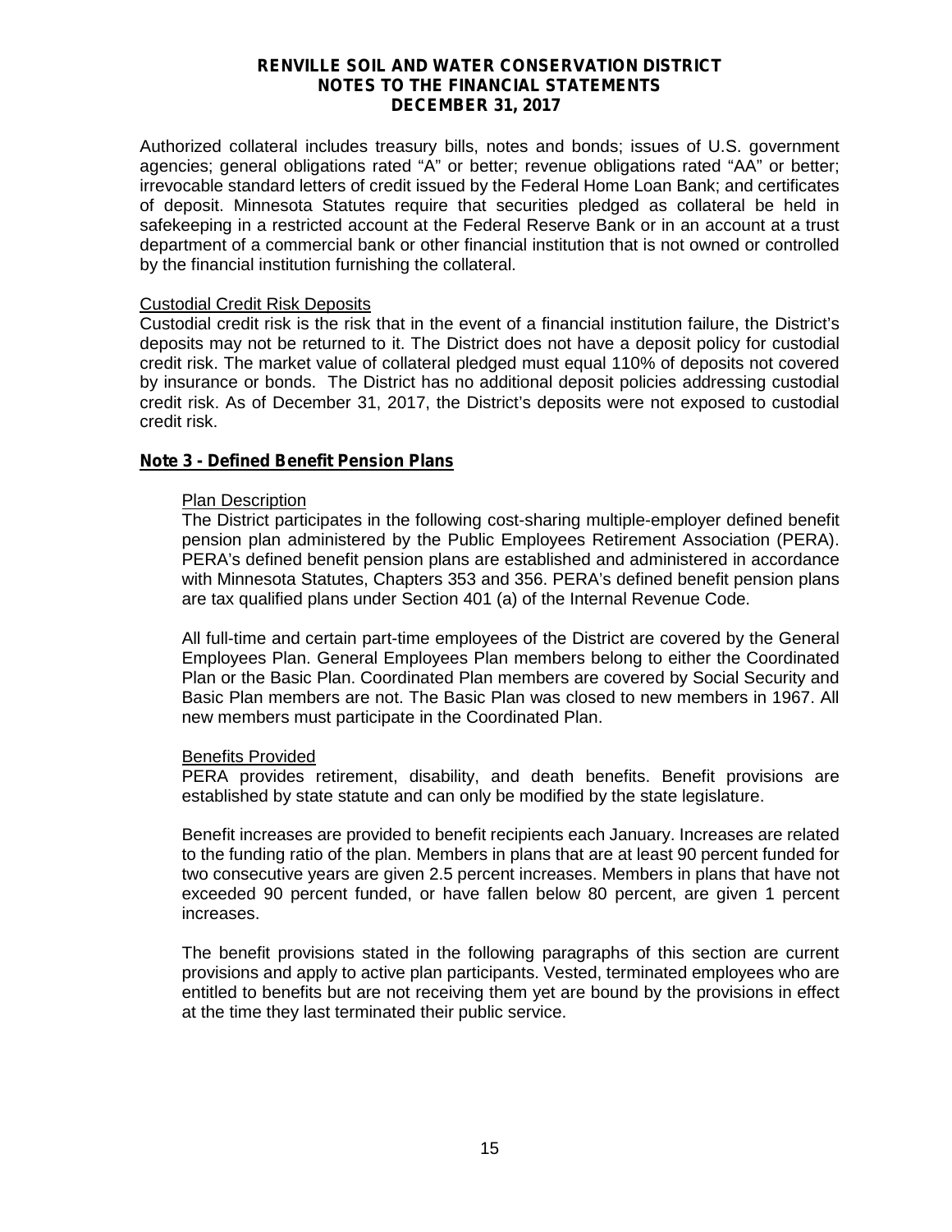Authorized collateral includes treasury bills, notes and bonds; issues of U.S. government agencies; general obligations rated "A" or better; revenue obligations rated "AA" or better; irrevocable standard letters of credit issued by the Federal Home Loan Bank; and certificates of deposit. Minnesota Statutes require that securities pledged as collateral be held in safekeeping in a restricted account at the Federal Reserve Bank or in an account at a trust department of a commercial bank or other financial institution that is not owned or controlled by the financial institution furnishing the collateral.

Custodial Credit Risk Deposits

Custodial credit risk is the risk that in the event of a financial institution failure, the District's deposits may not be returned to it. The District does not have a deposit policy for custodial credit risk. The market value of collateral pledged must equal 110% of deposits not covered by insurance or bonds. The District has no additional deposit policies addressing custodial credit risk. As of December 31, 2017, the District's deposits were not exposed to custodial credit risk.

## Note 3 - Defined Benefit Pension Plans

Plan Description

The District participates in the following cost-sharing multiple-employer defined benefit pension plan administered by the Public Employees Retirement Association (PERA). PERA's defined benefit pension plans are established and administered in accordance with Minnesota Statutes, Chapters 353 and 356. PERA's defined benefit pension plans are tax qualified plans under Section 401 (a) of the Internal Revenue Code.

All full-time and certain part-time employees of the District are covered by the General Employees Plan. General Employees Plan members belong to either the Coordinated Plan or the Basic Plan. Coordinated Plan members are covered by Social Security and Basic Plan members are not. The Basic Plan was closed to new members in 1967. All new members must participate in the Coordinated Plan.

Benefits Provided

PERA provides retirement, disability, and death benefits. Benefit provisions are established by state statute and can only be modified by the state legislature.

Benefit increases are provided to benefit recipients each January. Increases are related to the funding ratio of the plan. Members in plans that are at least 90 percent funded for two consecutive years are given 2.5 percent increases. Members in plans that have not exceeded 90 percent funded, or have fallen below 80 percent, are given 1 percent increases.

The benefit provisions stated in the following paragraphs of this section are current provisions and apply to active plan participants. Vested, terminated employees who are entitled to benefits but are not receiving them yet are bound by the provisions in effect at the time they last terminated their public service.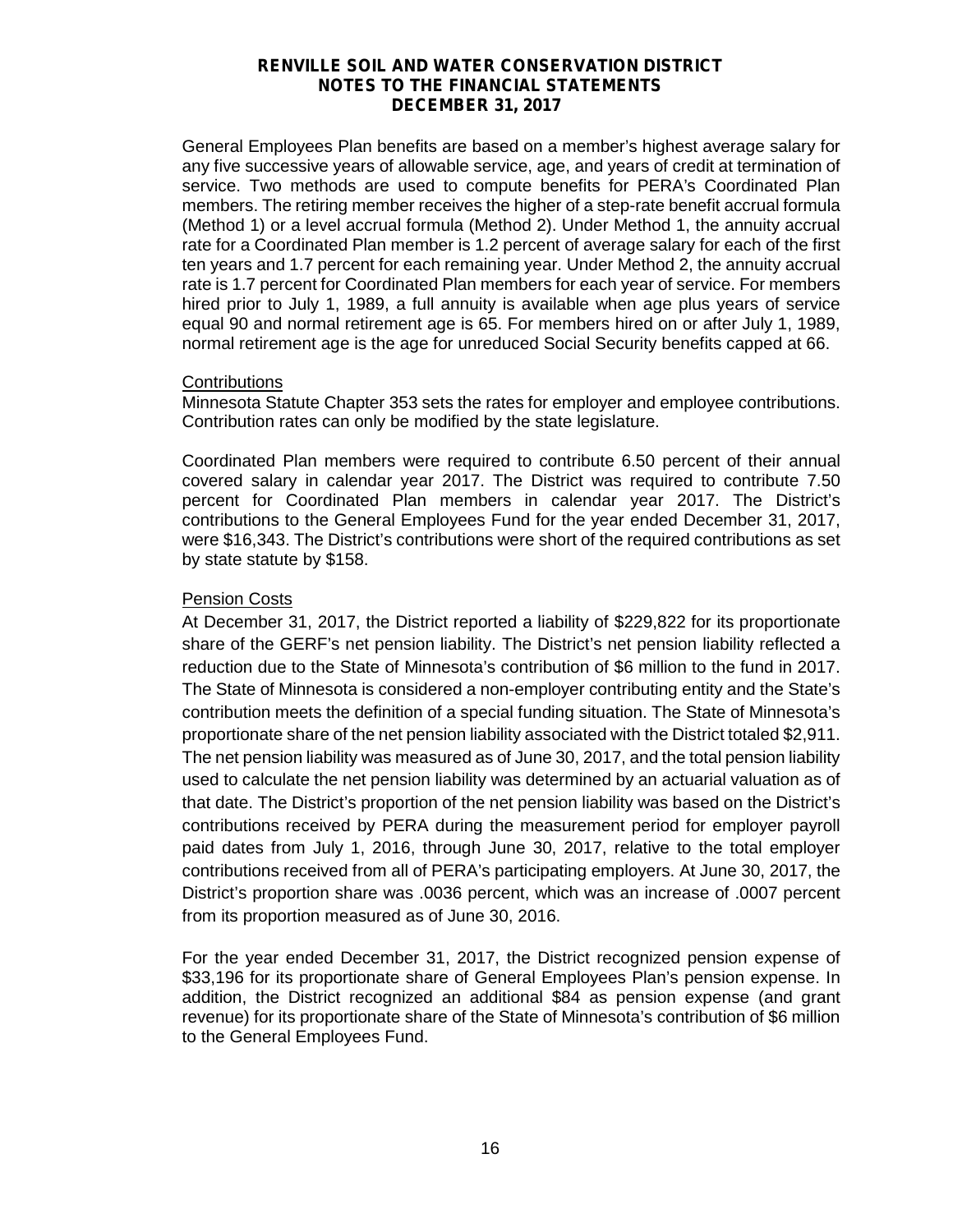General Employees Plan benefits are based on a member's highest average salary for any five successive years of allowable service, age, and years of credit at termination of service. Two methods are used to compute benefits for PERA's Coordinated Plan members. The retiring member receives the higher of a step-rate benefit accrual formula (Method 1) or a level accrual formula (Method 2). Under Method 1, the annuity accrual rate for a Coordinated Plan member is 1.2 percent of average salary for each of the first ten years and 1.7 percent for each remaining year. Under Method 2, the annuity accrual rate is 1.7 percent for Coordinated Plan members for each year of service. For members hired prior to July 1, 1989, a full annuity is available when age plus years of service equal 90 and normal retirement age is 65. For members hired on or after July 1, 1989, normal retirement age is the age for unreduced Social Security benefits capped at 66.

Contributions

Minnesota Statute Chapter 353 sets the rates for employer and employee contributions. Contribution rates can only be modified by the state legislature.

Coordinated Plan members were required to contribute 6.50 percent of their annual covered salary in calendar year 2017. The District was required to contribute 7.50 percent for Coordinated Plan members in calendar year 2017. The District's contributions to the General Employees Fund for the year ended December 31, 2017, were $16,343. The District's contributions were short of the required contributions as set by state statute by $158.

Pension Costs

At December 31, 2017, the District reported a liability of $229,822 for its proportionate share of the GERF's net pension liability. The District's net pension liability reflected a reduction due to the State of Minnesota's contribution of $6 million to the fund in 2017. The State of Minnesota is considered a non-employer contributing entity and the State's contribution meets the definition of a special funding situation. The State of Minnesota's proportionate share of the net pension liability associated with the District totaled $2,911. The net pension liability was measured as of June 30, 2017, and the total pension liability used to calculate the net pension liability was determined by an actuarial valuation as of that date. The District's proportion of the net pension liability was based on the District's contributions received by PERA during the measurement period for employer payroll paid dates from July 1, 2016, through June 30, 2017, relative to the total employer contributions received from all of PERA's participating employers. At June 30, 2017, the District's proportion share was .0036 percent, which was an increase of .0007 percent from its proportion measured as of June 30, 2016.

For the year ended December 31, 2017, the District recognized pension expense of $33,196 for its proportionate share of General Employees Plan's pension expense. In addition, the District recognized an additional $84 as pension expense (and grant revenue) for its proportionate share of the State of Minnesota's contribution of $6 million to the General Employees Fund.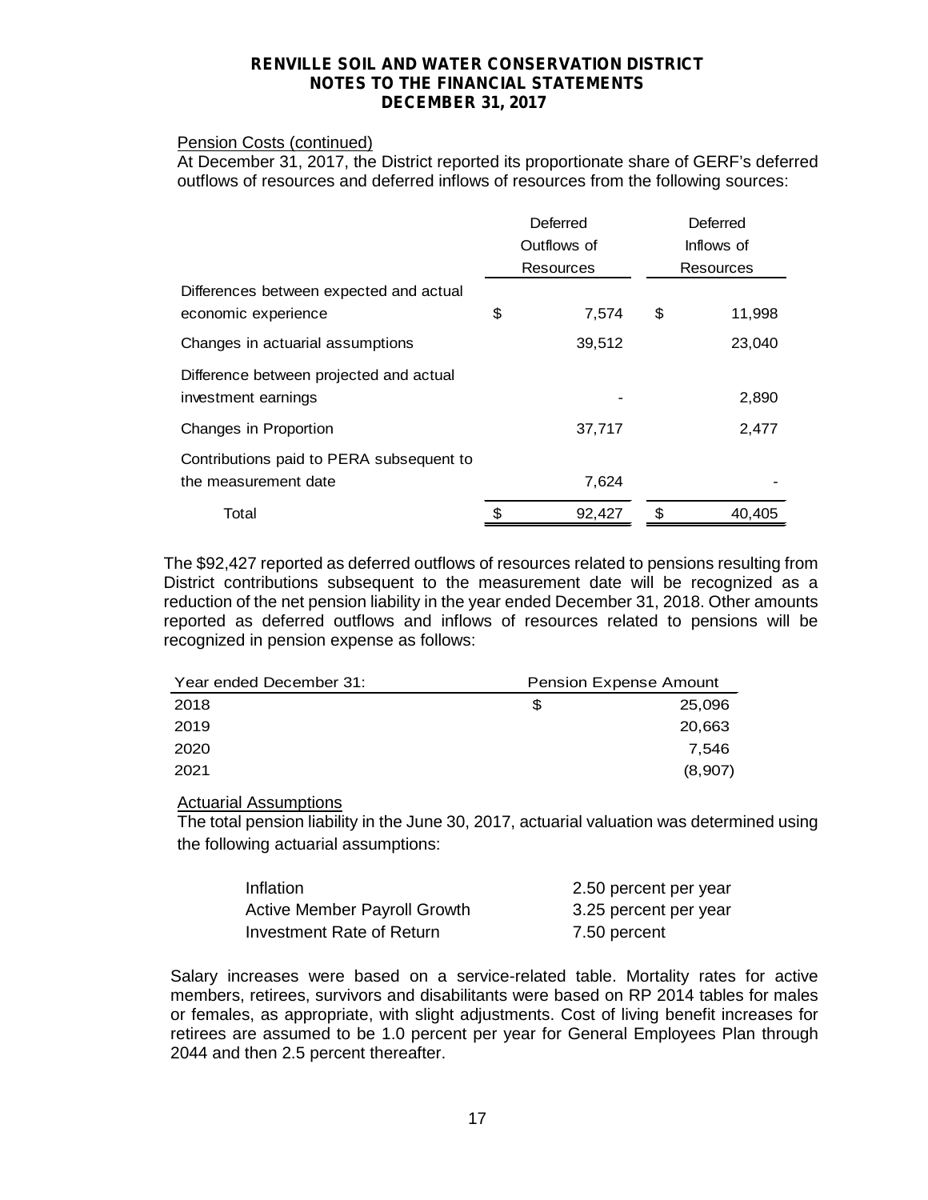**RENVILLE SOIL AND WATER CONSERVATION DISTRICT**
**NOTES TO THE FINANCIAL STATEMENTS**
**DECEMBER 31, 2017**

Pension Costs (continued)

At December 31, 2017, the District reported its proportionate share of GERF's deferred outflows of resources and deferred inflows of resources from the following sources:

| | Deferred Outflows of Resources | Deferred Inflows of Resources |
|---|---|---|
| Differences between expected and actual economic experience | $ 7,574 | $ 11,998 |
| Changes in actuarial assumptions | 39,512 | 23,040 |
| Difference between projected and actual investment earnings | - | 2,890 |
| Changes in Proportion | 37,717 | 2,477 |
| Contributions paid to PERA subsequent to the measurement date | 7,624 | - |
| Total | $ 92,427 | $ 40,405 |

The $92,427 reported as deferred outflows of resources related to pensions resulting from District contributions subsequent to the measurement date will be recognized as a reduction of the net pension liability in the year ended December 31, 2018. Other amounts reported as deferred outflows and inflows of resources related to pensions will be recognized in pension expense as follows:

| Year ended December 31: | Pension Expense Amount |
|---|---|
| 2018 | $ 25,096 |
| 2019 | 20,663 |
| 2020 | 7,546 |
| 2021 | (8,907) |

Actuarial Assumptions

The total pension liability in the June 30, 2017, actuarial valuation was determined using the following actuarial assumptions:

| | |
|---|---|
| Inflation | 2.50 percent per year |
| Active Member Payroll Growth | 3.25 percent per year |
| Investment Rate of Return | 7.50 percent |

Salary increases were based on a service-related table. Mortality rates for active members, retirees, survivors and disabilitants were based on RP 2014 tables for males or females, as appropriate, with slight adjustments. Cost of living benefit increases for retirees are assumed to be 1.0 percent per year for General Employees Plan through 2044 and then 2.5 percent thereafter.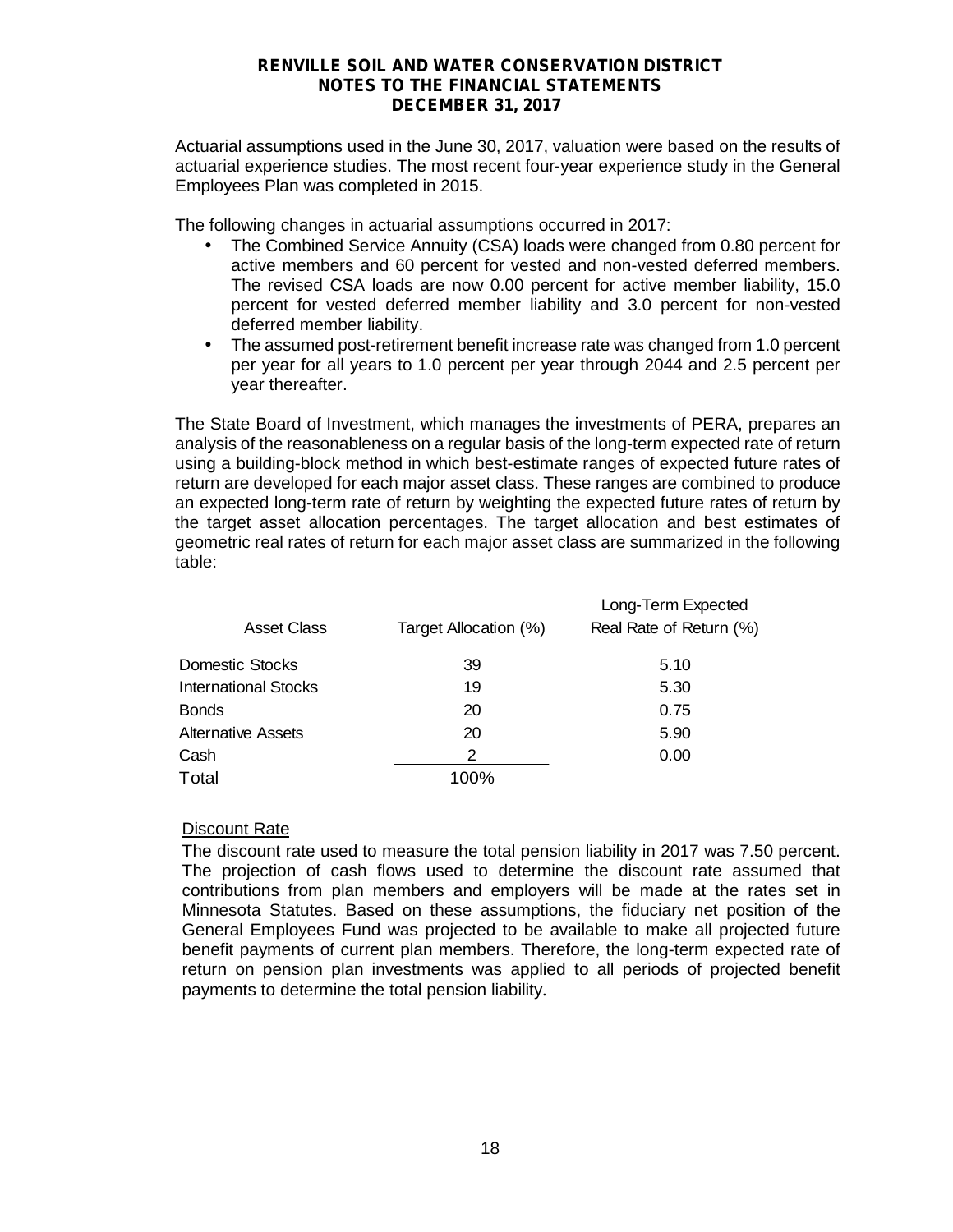Actuarial assumptions used in the June 30, 2017, valuation were based on the results of actuarial experience studies. The most recent four-year experience study in the General Employees Plan was completed in 2015.

The following changes in actuarial assumptions occurred in 2017:

- The Combined Service Annuity (CSA) loads were changed from 0.80 percent for active members and 60 percent for vested and non-vested deferred members. The revised CSA loads are now 0.00 percent for active member liability, 15.0 percent for vested deferred member liability and 3.0 percent for non-vested deferred member liability.
- The assumed post-retirement benefit increase rate was changed from 1.0 percent per year for all years to 1.0 percent per year through 2044 and 2.5 percent per year thereafter.

The State Board of Investment, which manages the investments of PERA, prepares an analysis of the reasonableness on a regular basis of the long-term expected rate of return using a building-block method in which best-estimate ranges of expected future rates of return are developed for each major asset class. These ranges are combined to produce an expected long-term rate of return by weighting the expected future rates of return by the target asset allocation percentages. The target allocation and best estimates of geometric real rates of return for each major asset class are summarized in the following table:

| Asset Class | Target Allocation (%) | Long-Term Expected Real Rate of Return (%) |
|---|---|---|
| Domestic Stocks | 39 | 5.10 |
| International Stocks | 19 | 5.30 |
| Bonds | 20 | 0.75 |
| Alternative Assets | 20 | 5.90 |
| Cash | 2 | 0.00 |
| Total | 100% | |

Discount Rate

The discount rate used to measure the total pension liability in 2017 was 7.50 percent. The projection of cash flows used to determine the discount rate assumed that contributions from plan members and employers will be made at the rates set in Minnesota Statutes. Based on these assumptions, the fiduciary net position of the General Employees Fund was projected to be available to make all projected future benefit payments of current plan members. Therefore, the long-term expected rate of return on pension plan investments was applied to all periods of projected benefit payments to determine the total pension liability.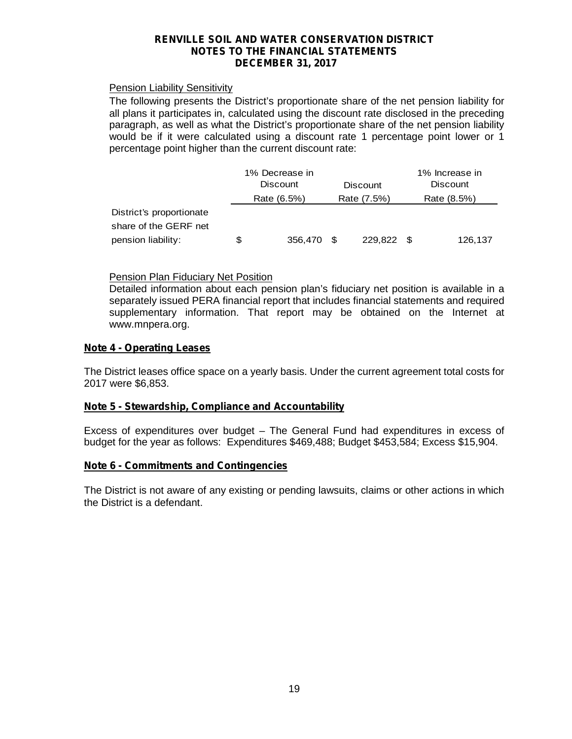Pension Liability Sensitivity

The following presents the District's proportionate share of the net pension liability for all plans it participates in, calculated using the discount rate disclosed in the preceding paragraph, as well as what the District's proportionate share of the net pension liability would be if it were calculated using a discount rate 1 percentage point lower or 1 percentage point higher than the current discount rate:

| | 1% Decrease in Discount Rate (6.5%) | Discount Rate (7.5%) | 1% Increase in Discount Rate (8.5%) |
|---|---|---|---|
| District's proportionate share of the GERF net pension liability: | $ 356,470 | $ 229,822 | $ 126,137 |

Pension Plan Fiduciary Net Position

Detailed information about each pension plan's fiduciary net position is available in a separately issued PERA financial report that includes financial statements and required supplementary information. That report may be obtained on the Internet at www.mnpera.org.

## Note 4 - Operating Leases

The District leases office space on a yearly basis. Under the current agreement total costs for 2017 were $6,853.

## Note 5 - Stewardship, Compliance and Accountability

Excess of expenditures over budget – The General Fund had expenditures in excess of budget for the year as follows: Expenditures $469,488; Budget $453,584; Excess $15,904.

## Note 6 - Commitments and Contingencies

The District is not aware of any existing or pending lawsuits, claims or other actions in which the District is a defendant.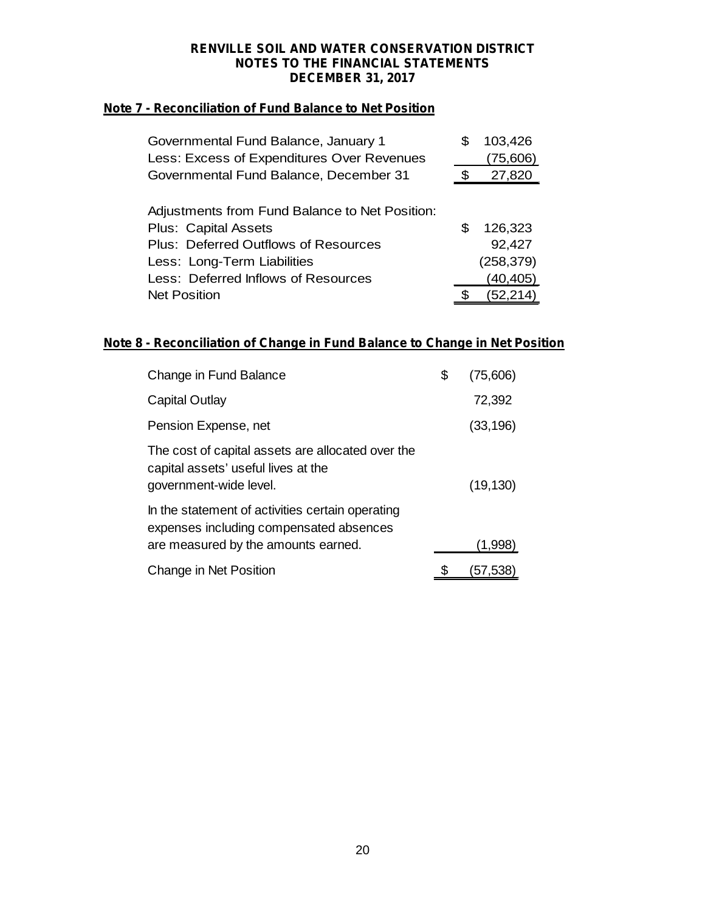**RENVILLE SOIL AND WATER CONSERVATION DISTRICT**
**NOTES TO THE FINANCIAL STATEMENTS**
**DECEMBER 31, 2017**

## Note 7 - Reconciliation of Fund Balance to Net Position

| | |
|---|---|
| Governmental Fund Balance, January 1 | $ 103,426 |
| Less: Excess of Expenditures Over Revenues | (75,606) |
| Governmental Fund Balance, December 31 | $ 27,820 |
| | |
| Adjustments from Fund Balance to Net Position: | |
| Plus: Capital Assets | $ 126,323 |
| Plus: Deferred Outflows of Resources | 92,427 |
| Less: Long-Term Liabilities | (258,379) |
| Less: Deferred Inflows of Resources | (40,405) |
| Net Position | $ (52,214) |

## Note 8 - Reconciliation of Change in Fund Balance to Change in Net Position

| | |
|---|---|
| Change in Fund Balance | $ (75,606) |
| Capital Outlay | 72,392 |
| Pension Expense, net | (33,196) |
| The cost of capital assets are allocated over the capital assets' useful lives at the government-wide level. | (19,130) |
| In the statement of activities certain operating expenses including compensated absences are measured by the amounts earned. | (1,998) |
| Change in Net Position | $ (57,538) |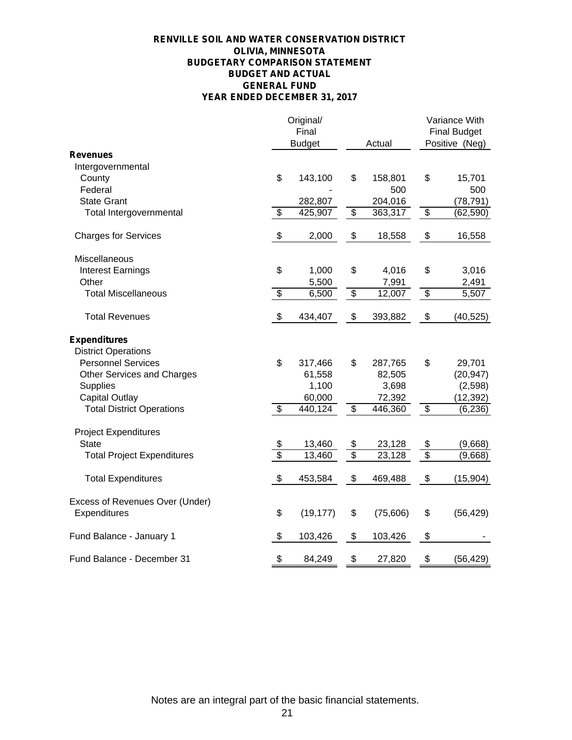**RENVILLE SOIL AND WATER CONSERVATION DISTRICT**
**OLIVIA, MINNESOTA**
**BUDGETARY COMPARISON STATEMENT**
**BUDGET AND ACTUAL**
**GENERAL FUND**
**YEAR ENDED DECEMBER 31, 2017**

| | Original/ Final Budget | Actual | Variance With Final Budget Positive (Neg) |
|---|---|---|---|
| **Revenues** | | | |
| Intergovernmental | | | |
| County | $ 143,100 | $ 158,801 | $ 15,701 |
| Federal | - | 500 | 500 |
| State Grant | 282,807 | 204,016 | (78,791) |
| Total Intergovernmental | $ 425,907 | $ 363,317 | $ (62,590) |
| Charges for Services | $ 2,000 | $ 18,558 | $ 16,558 |
| Miscellaneous | | | |
| Interest Earnings | $ 1,000 | $ 4,016 | $ 3,016 |
| Other | 5,500 | 7,991 | 2,491 |
| Total Miscellaneous | $ 6,500 | $ 12,007 | $ 5,507 |
| Total Revenues | $ 434,407 | $ 393,882 | $ (40,525) |
| **Expenditures** | | | |
| District Operations | | | |
| Personnel Services | $ 317,466 | $ 287,765 | $ 29,701 |
| Other Services and Charges | 61,558 | 82,505 | (20,947) |
| Supplies | 1,100 | 3,698 | (2,598) |
| Capital Outlay | 60,000 | 72,392 | (12,392) |
| Total District Operations | $ 440,124 | $ 446,360 | $ (6,236) |
| Project Expenditures | | | |
| State | $ 13,460 | $ 23,128 | $ (9,668) |
| Total Project Expenditures | $ 13,460 | $ 23,128 | $ (9,668) |
| Total Expenditures | $ 453,584 | $ 469,488 | $ (15,904) |
| Excess of Revenues Over (Under) Expenditures | $ (19,177) | $ (75,606) | $ (56,429) |
| Fund Balance - January 1 | $ 103,426 | $ 103,426 | $ - |
| Fund Balance - December 31 | $ 84,249 | $ 27,820 | $ (56,429) |

Notes are an integral part of the basic financial statements.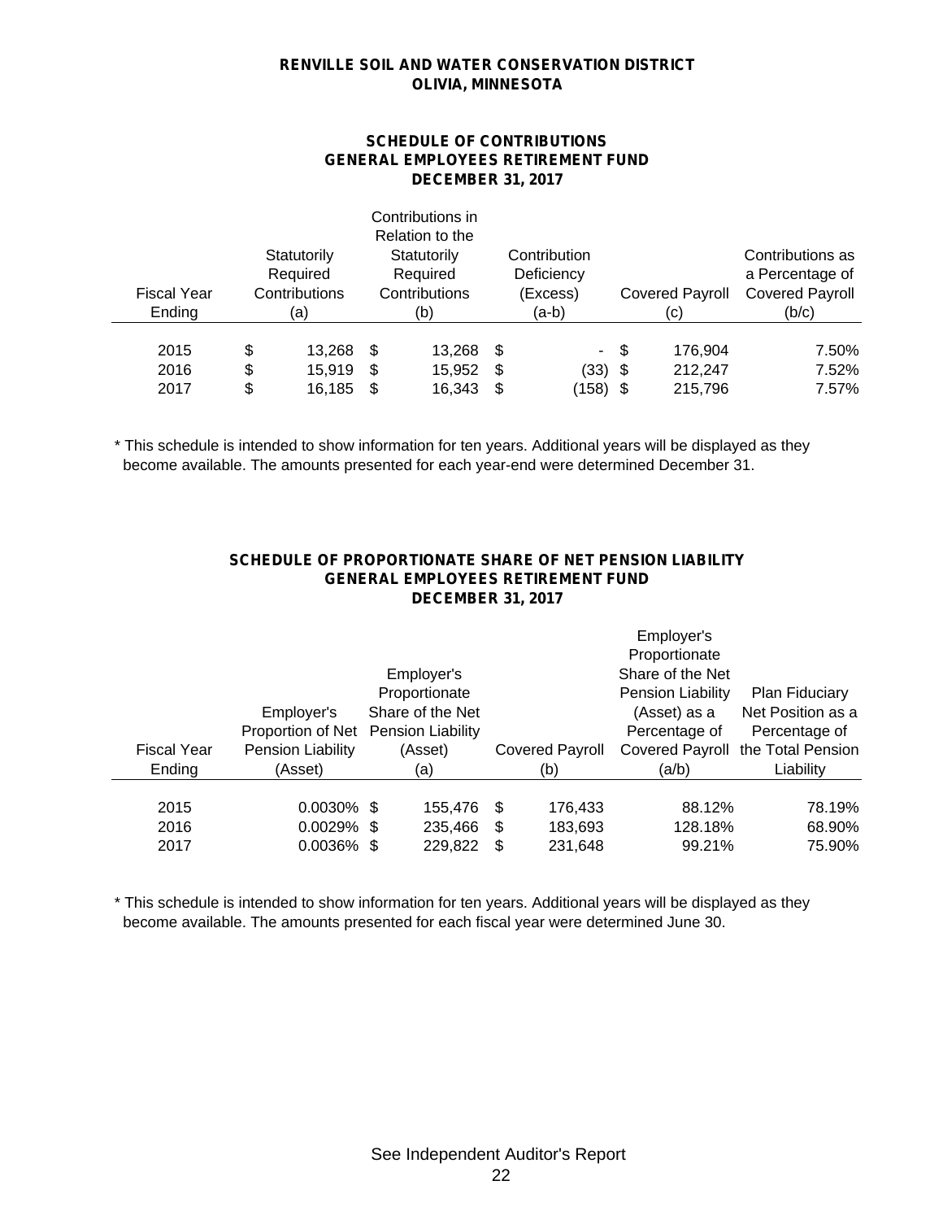**RENVILLE SOIL AND WATER CONSERVATION DISTRICT**
**OLIVIA, MINNESOTA**

## SCHEDULE OF CONTRIBUTIONS
## GENERAL EMPLOYEES RETIREMENT FUND
## DECEMBER 31, 2017

| Fiscal Year Ending | Statutorily Required Contributions (a) | Contributions in Relation to the Statutorily Required Contributions (b) | Contribution Deficiency (Excess) (a-b) | Covered Payroll (c) | Contributions as a Percentage of Covered Payroll (b/c) |
|---|---|---|---|---|---|
| 2015 | $ 13,268 | $ 13,268 | $ - | $ 176,904 | 7.50% |
| 2016 | $ 15,919 | $ 15,952 | $ (33) | $ 212,247 | 7.52% |
| 2017 | $ 16,185 | $ 16,343 | $ (158) | $ 215,796 | 7.57% |

* This schedule is intended to show information for ten years. Additional years will be displayed as they become available. The amounts presented for each year-end were determined December 31.

## SCHEDULE OF PROPORTIONATE SHARE OF NET PENSION LIABILITY
## GENERAL EMPLOYEES RETIREMENT FUND
## DECEMBER 31, 2017

| Fiscal Year Ending | Employer's Proportion of Net Pension Liability (Asset) | Employer's Proportionate Share of the Net Pension Liability (Asset) (a) | Covered Payroll (b) | Employer's Proportionate Share of the Net Pension Liability (Asset) as a Percentage of Covered Payroll (a/b) | Plan Fiduciary Net Position as a Percentage of the Total Pension Liability |
|---|---|---|---|---|---|
| 2015 | 0.0030% | $ 155,476 | $ 176,433 | 88.12% | 78.19% |
| 2016 | 0.0029% | $ 235,466 | $ 183,693 | 128.18% | 68.90% |
| 2017 | 0.0036% | $ 229,822 | $ 231,648 | 99.21% | 75.90% |

* This schedule is intended to show information for ten years. Additional years will be displayed as they become available. The amounts presented for each fiscal year were determined June 30.

See Independent Auditor's Report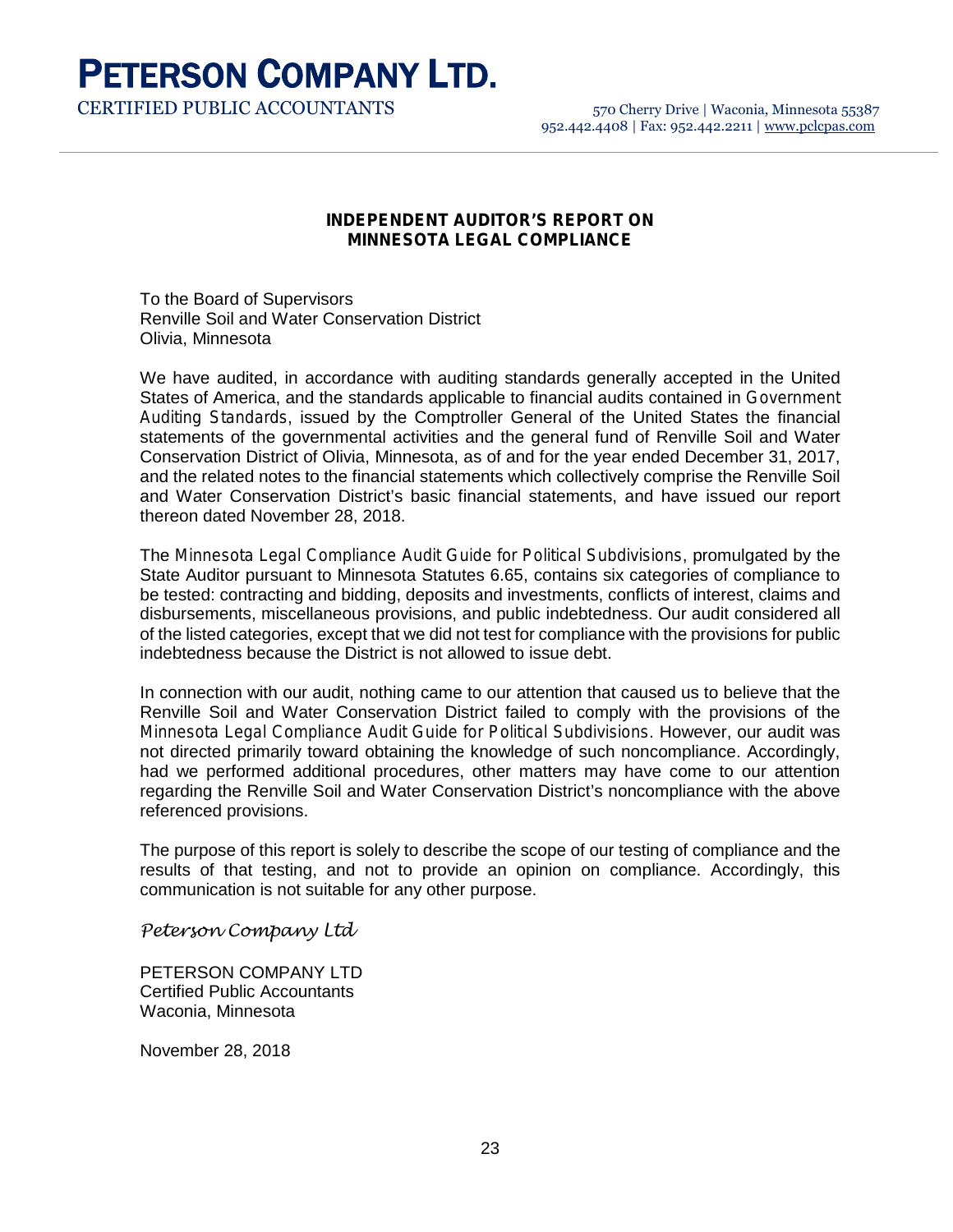# PETERSON COMPANY LTD.

CERTIFIED PUBLIC ACCOUNTANTS

570 Cherry Drive | Waconia, Minnesota 55387
952.442.4408 | Fax: 952.442.2211 | www.pclcpas.com

## INDEPENDENT AUDITOR'S REPORT ON MINNESOTA LEGAL COMPLIANCE

To the Board of Supervisors
Renville Soil and Water Conservation District
Olivia, Minnesota

We have audited, in accordance with auditing standards generally accepted in the United States of America, and the standards applicable to financial audits contained in *Government Auditing Standards*, issued by the Comptroller General of the United States the financial statements of the governmental activities and the general fund of Renville Soil and Water Conservation District of Olivia, Minnesota, as of and for the year ended December 31, 2017, and the related notes to the financial statements which collectively comprise the Renville Soil and Water Conservation District's basic financial statements, and have issued our report thereon dated November 28, 2018.

The *Minnesota Legal Compliance Audit Guide for Political Subdivisions*, promulgated by the State Auditor pursuant to Minnesota Statutes 6.65, contains six categories of compliance to be tested: contracting and bidding, deposits and investments, conflicts of interest, claims and disbursements, miscellaneous provisions, and public indebtedness. Our audit considered all of the listed categories, except that we did not test for compliance with the provisions for public indebtedness because the District is not allowed to issue debt.

In connection with our audit, nothing came to our attention that caused us to believe that the Renville Soil and Water Conservation District failed to comply with the provisions of the *Minnesota Legal Compliance Audit Guide for Political Subdivisions*. However, our audit was not directed primarily toward obtaining the knowledge of such noncompliance. Accordingly, had we performed additional procedures, other matters may have come to our attention regarding the Renville Soil and Water Conservation District's noncompliance with the above referenced provisions.

The purpose of this report is solely to describe the scope of our testing of compliance and the results of that testing, and not to provide an opinion on compliance. Accordingly, this communication is not suitable for any other purpose.

*Peterson Company Ltd*

PETERSON COMPANY LTD
Certified Public Accountants
Waconia, Minnesota

November 28, 2018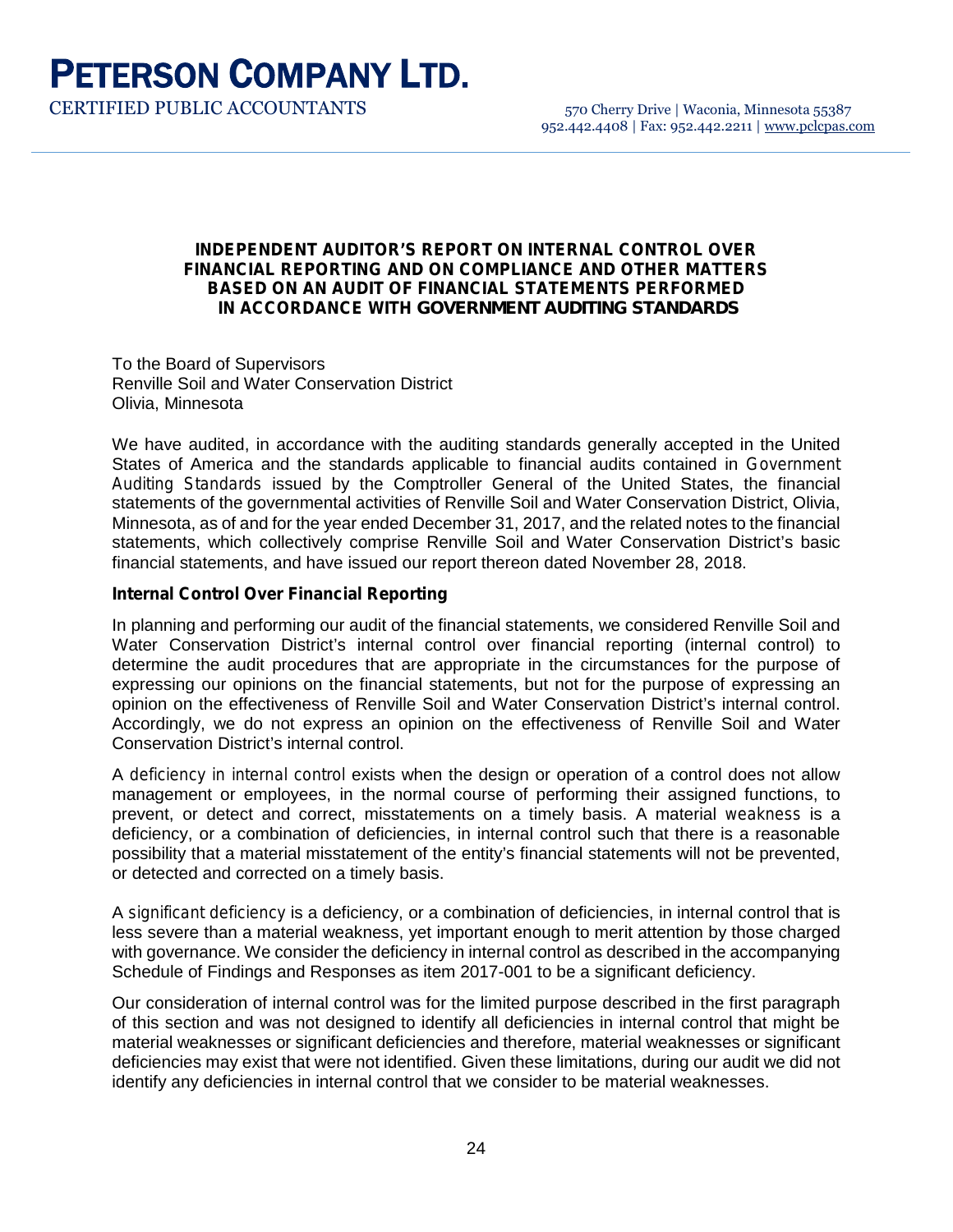# PETERSON COMPANY LTD.

CERTIFIED PUBLIC ACCOUNTANTS

570 Cherry Drive | Waconia, Minnesota 55387
952.442.4408 | Fax: 952.442.2211 | www.pclcpas.com

## INDEPENDENT AUDITOR'S REPORT ON INTERNAL CONTROL OVER FINANCIAL REPORTING AND ON COMPLIANCE AND OTHER MATTERS BASED ON AN AUDIT OF FINANCIAL STATEMENTS PERFORMED IN ACCORDANCE WITH *GOVERNMENT AUDITING STANDARDS*

To the Board of Supervisors
Renville Soil and Water Conservation District
Olivia, Minnesota

We have audited, in accordance with the auditing standards generally accepted in the United States of America and the standards applicable to financial audits contained in *Government Auditing Standards* issued by the Comptroller General of the United States, the financial statements of the governmental activities of Renville Soil and Water Conservation District, Olivia, Minnesota, as of and for the year ended December 31, 2017, and the related notes to the financial statements, which collectively comprise Renville Soil and Water Conservation District's basic financial statements, and have issued our report thereon dated November 28, 2018.

### Internal Control Over Financial Reporting

In planning and performing our audit of the financial statements, we considered Renville Soil and Water Conservation District's internal control over financial reporting (internal control) to determine the audit procedures that are appropriate in the circumstances for the purpose of expressing our opinions on the financial statements, but not for the purpose of expressing an opinion on the effectiveness of Renville Soil and Water Conservation District's internal control. Accordingly, we do not express an opinion on the effectiveness of Renville Soil and Water Conservation District's internal control.

A *deficiency in internal control* exists when the design or operation of a control does not allow management or employees, in the normal course of performing their assigned functions, to prevent, or detect and correct, misstatements on a timely basis. A material *weakness* is a deficiency, or a combination of deficiencies, in internal control such that there is a reasonable possibility that a material misstatement of the entity's financial statements will not be prevented, or detected and corrected on a timely basis.

A *significant deficiency* is a deficiency, or a combination of deficiencies, in internal control that is less severe than a material weakness, yet important enough to merit attention by those charged with governance. We consider the deficiency in internal control as described in the accompanying Schedule of Findings and Responses as item 2017-001 to be a significant deficiency.

Our consideration of internal control was for the limited purpose described in the first paragraph of this section and was not designed to identify all deficiencies in internal control that might be material weaknesses or significant deficiencies and therefore, material weaknesses or significant deficiencies may exist that were not identified. Given these limitations, during our audit we did not identify any deficiencies in internal control that we consider to be material weaknesses.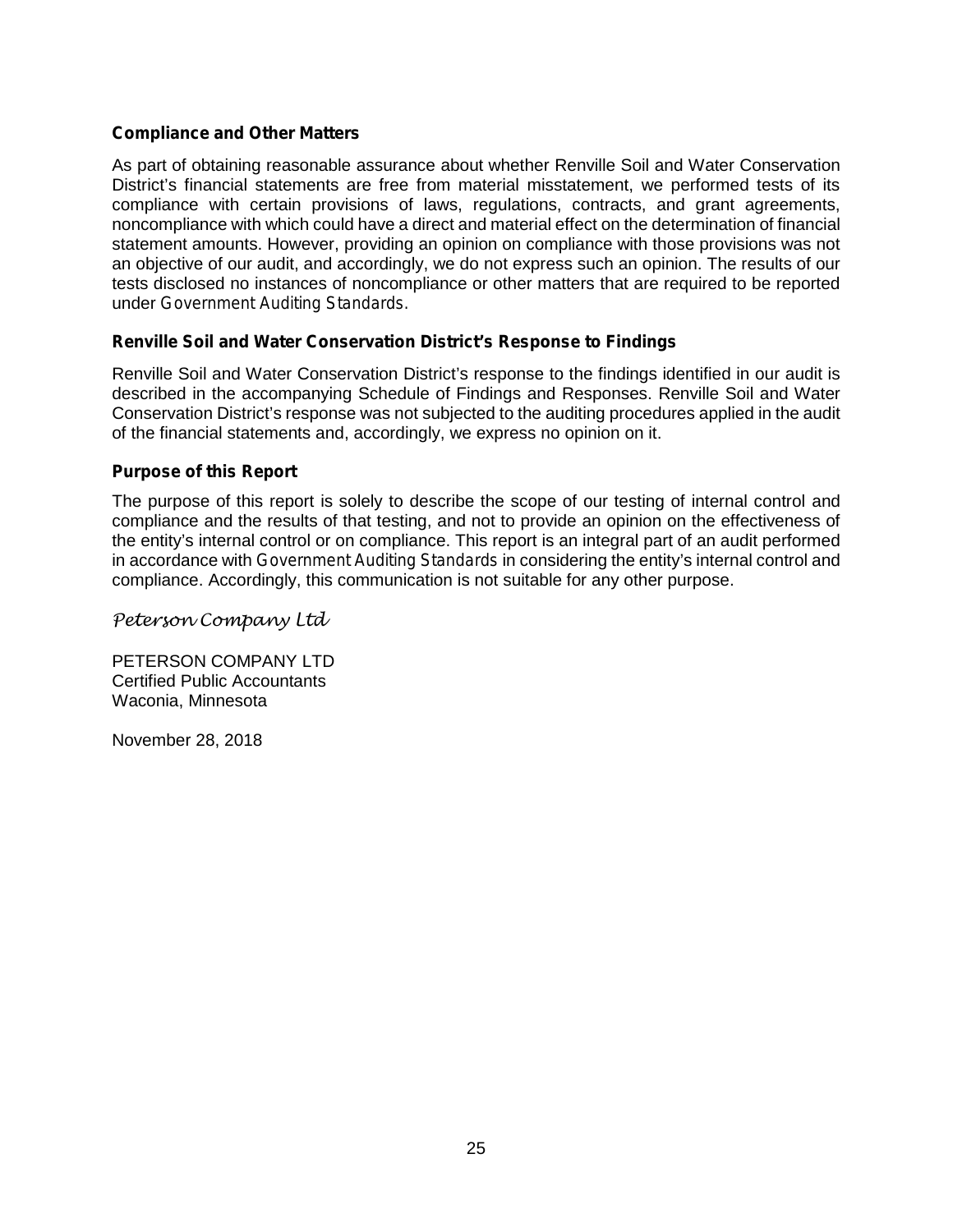**Compliance and Other Matters**

As part of obtaining reasonable assurance about whether Renville Soil and Water Conservation District's financial statements are free from material misstatement, we performed tests of its compliance with certain provisions of laws, regulations, contracts, and grant agreements, noncompliance with which could have a direct and material effect on the determination of financial statement amounts. However, providing an opinion on compliance with those provisions was not an objective of our audit, and accordingly, we do not express such an opinion. The results of our tests disclosed no instances of noncompliance or other matters that are required to be reported under *Government Auditing Standards*.

**Renville Soil and Water Conservation District's Response to Findings**

Renville Soil and Water Conservation District's response to the findings identified in our audit is described in the accompanying Schedule of Findings and Responses. Renville Soil and Water Conservation District's response was not subjected to the auditing procedures applied in the audit of the financial statements and, accordingly, we express no opinion on it.

**Purpose of this Report**

The purpose of this report is solely to describe the scope of our testing of internal control and compliance and the results of that testing, and not to provide an opinion on the effectiveness of the entity's internal control or on compliance. This report is an integral part of an audit performed in accordance with *Government Auditing Standards* in considering the entity's internal control and compliance. Accordingly, this communication is not suitable for any other purpose.

*Peterson Company Ltd*

PETERSON COMPANY LTD
Certified Public Accountants
Waconia, Minnesota

November 28, 2018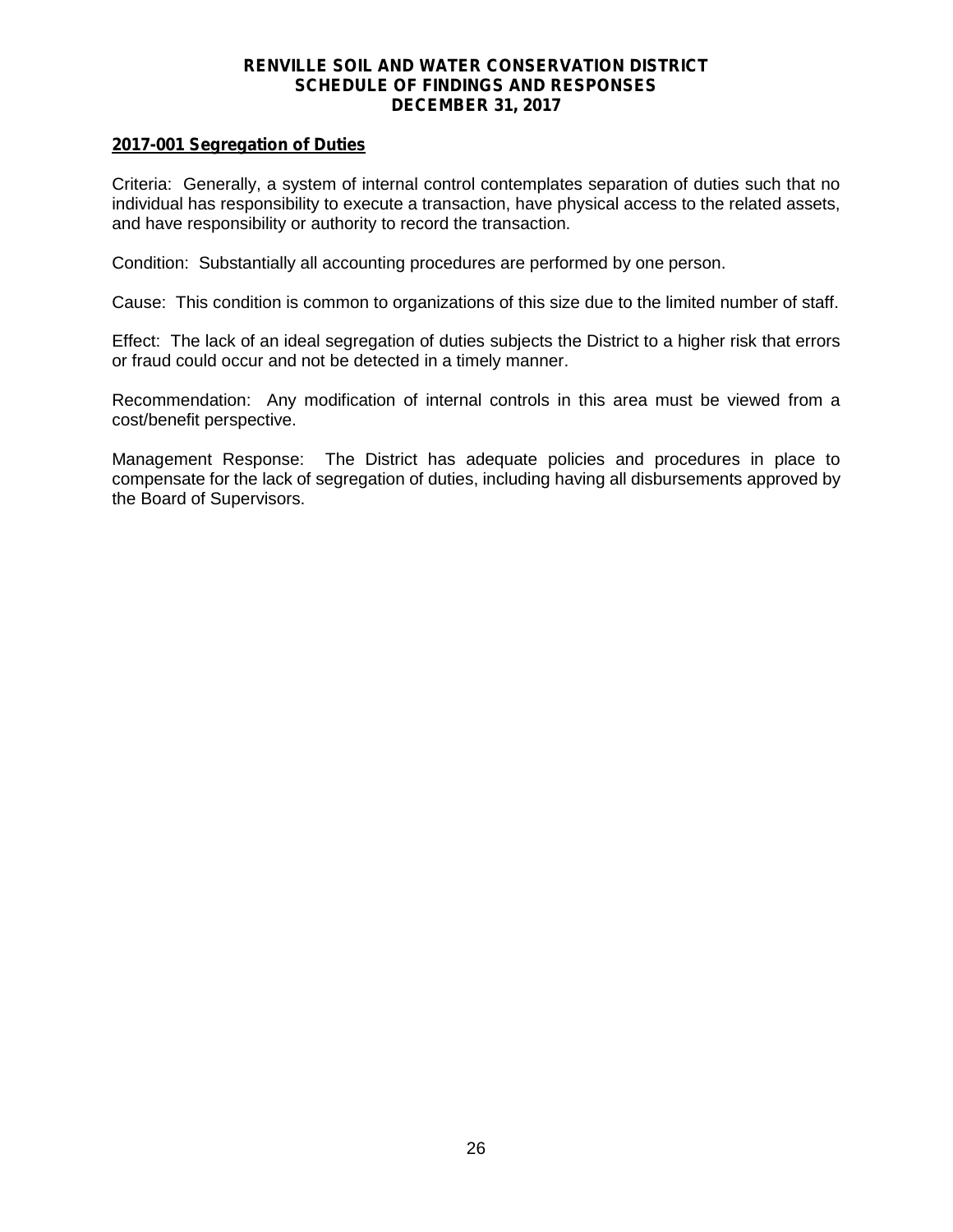# RENVILLE SOIL AND WATER CONSERVATION DISTRICT
## SCHEDULE OF FINDINGS AND RESPONSES
## DECEMBER 31, 2017

**2017-001 Segregation of Duties**

Criteria: Generally, a system of internal control contemplates separation of duties such that no individual has responsibility to execute a transaction, have physical access to the related assets, and have responsibility or authority to record the transaction.

Condition: Substantially all accounting procedures are performed by one person.

Cause: This condition is common to organizations of this size due to the limited number of staff.

Effect: The lack of an ideal segregation of duties subjects the District to a higher risk that errors or fraud could occur and not be detected in a timely manner.

Recommendation: Any modification of internal controls in this area must be viewed from a cost/benefit perspective.

Management Response: The District has adequate policies and procedures in place to compensate for the lack of segregation of duties, including having all disbursements approved by the Board of Supervisors.